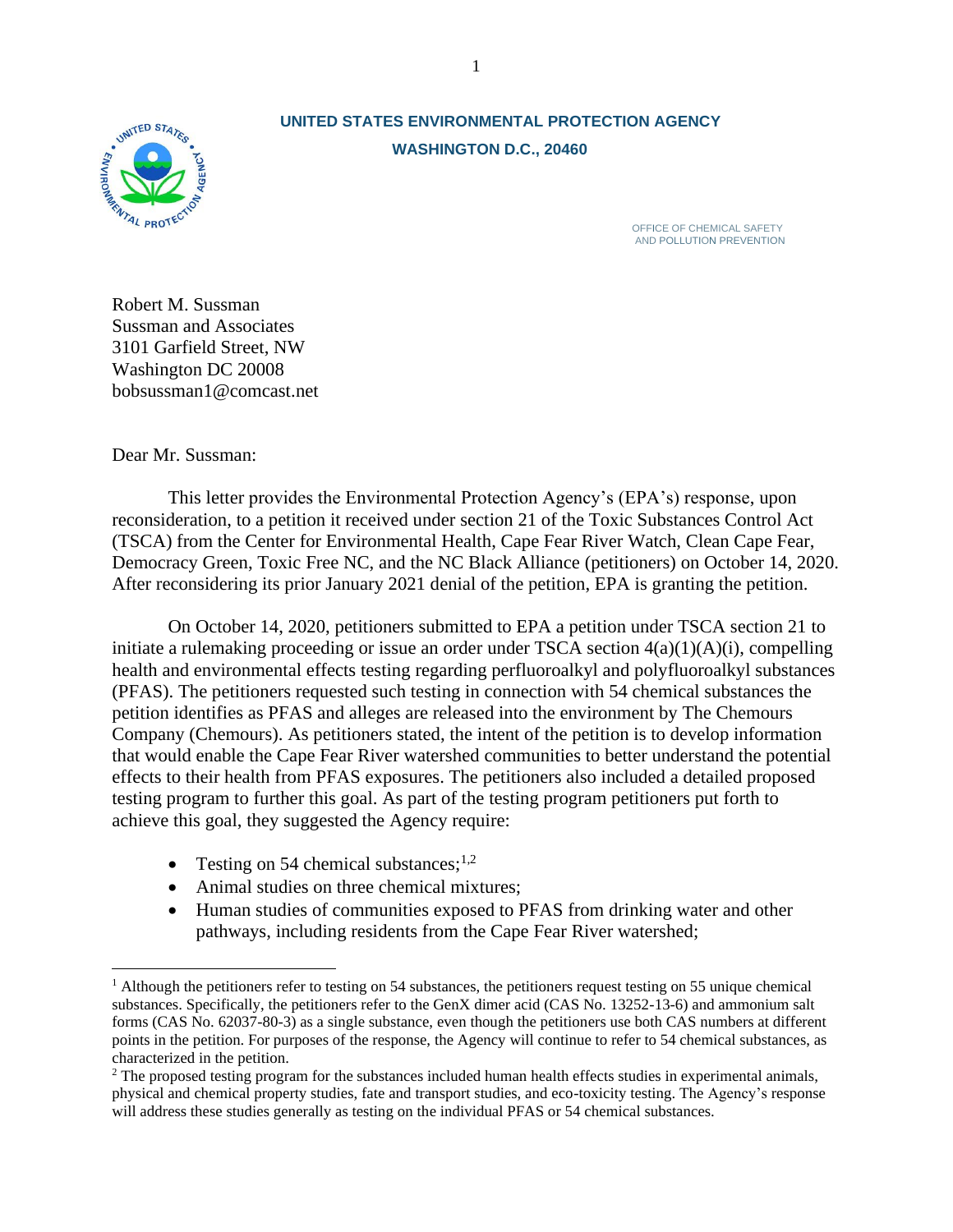**UNITED STATES ENVIRONMENTAL PROTECTION AGENCY**
**WASHINGTON D.C., 20460**

OFFICE OF CHEMICAL SAFETY
AND POLLUTION PREVENTION

Robert M. Sussman
Sussman and Associates
3101 Garfield Street, NW
Washington DC 20008
bobsussman1@comcast.net

Dear Mr. Sussman:

This letter provides the Environmental Protection Agency's (EPA's) response, upon reconsideration, to a petition it received under section 21 of the Toxic Substances Control Act (TSCA) from the Center for Environmental Health, Cape Fear River Watch, Clean Cape Fear, Democracy Green, Toxic Free NC, and the NC Black Alliance (petitioners) on October 14, 2020. After reconsidering its prior January 2021 denial of the petition, EPA is granting the petition.

On October 14, 2020, petitioners submitted to EPA a petition under TSCA section 21 to initiate a rulemaking proceeding or issue an order under TSCA section 4(a)(1)(A)(i), compelling health and environmental effects testing regarding perfluoroalkyl and polyfluoroalkyl substances (PFAS). The petitioners requested such testing in connection with 54 chemical substances the petition identifies as PFAS and alleges are released into the environment by The Chemours Company (Chemours). As petitioners stated, the intent of the petition is to develop information that would enable the Cape Fear River watershed communities to better understand the potential effects to their health from PFAS exposures. The petitioners also included a detailed proposed testing program to further this goal. As part of the testing program petitioners put forth to achieve this goal, they suggested the Agency require:

- Testing on 54 chemical substances;[1,2]
- Animal studies on three chemical mixtures;
- Human studies of communities exposed to PFAS from drinking water and other pathways, including residents from the Cape Fear River watershed;

[1] Although the petitioners refer to testing on 54 substances, the petitioners request testing on 55 unique chemical substances. Specifically, the petitioners refer to the GenX dimer acid (CAS No. 13252-13-6) and ammonium salt forms (CAS No. 62037-80-3) as a single substance, even though the petitioners use both CAS numbers at different points in the petition. For purposes of the response, the Agency will continue to refer to 54 chemical substances, as characterized in the petition.

[2] The proposed testing program for the substances included human health effects studies in experimental animals, physical and chemical property studies, fate and transport studies, and eco-toxicity testing. The Agency's response will address these studies generally as testing on the individual PFAS or 54 chemical substances.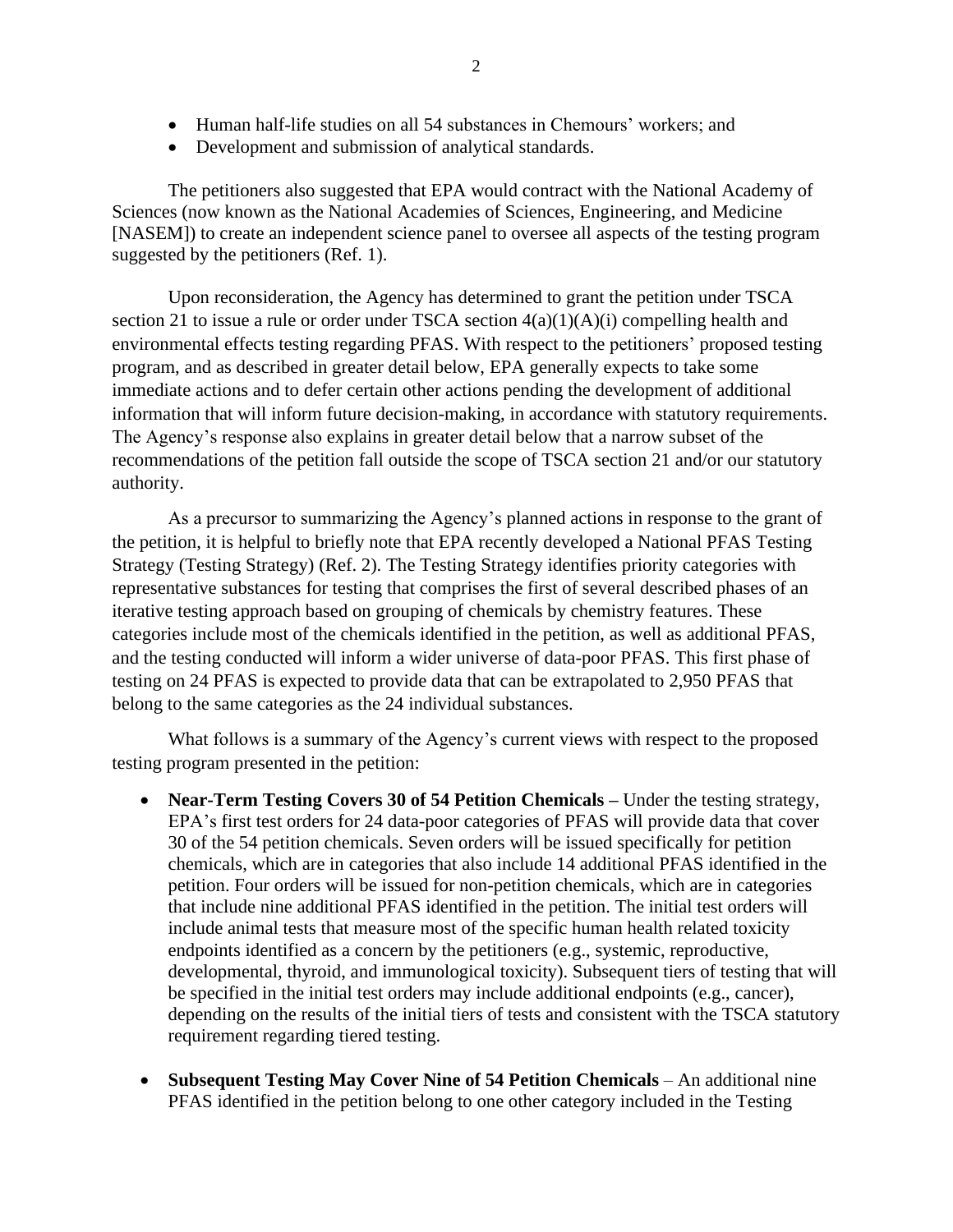- Human half-life studies on all 54 substances in Chemours' workers; and
- Development and submission of analytical standards.

The petitioners also suggested that EPA would contract with the National Academy of Sciences (now known as the National Academies of Sciences, Engineering, and Medicine [NASEM]) to create an independent science panel to oversee all aspects of the testing program suggested by the petitioners (Ref. 1).

Upon reconsideration, the Agency has determined to grant the petition under TSCA section 21 to issue a rule or order under TSCA section 4(a)(1)(A)(i) compelling health and environmental effects testing regarding PFAS. With respect to the petitioners' proposed testing program, and as described in greater detail below, EPA generally expects to take some immediate actions and to defer certain other actions pending the development of additional information that will inform future decision-making, in accordance with statutory requirements. The Agency's response also explains in greater detail below that a narrow subset of the recommendations of the petition fall outside the scope of TSCA section 21 and/or our statutory authority.

As a precursor to summarizing the Agency's planned actions in response to the grant of the petition, it is helpful to briefly note that EPA recently developed a National PFAS Testing Strategy (Testing Strategy) (Ref. 2). The Testing Strategy identifies priority categories with representative substances for testing that comprises the first of several described phases of an iterative testing approach based on grouping of chemicals by chemistry features. These categories include most of the chemicals identified in the petition, as well as additional PFAS, and the testing conducted will inform a wider universe of data-poor PFAS. This first phase of testing on 24 PFAS is expected to provide data that can be extrapolated to 2,950 PFAS that belong to the same categories as the 24 individual substances.

What follows is a summary of the Agency's current views with respect to the proposed testing program presented in the petition:

- **Near-Term Testing Covers 30 of 54 Petition Chemicals –** Under the testing strategy, EPA's first test orders for 24 data-poor categories of PFAS will provide data that cover 30 of the 54 petition chemicals. Seven orders will be issued specifically for petition chemicals, which are in categories that also include 14 additional PFAS identified in the petition. Four orders will be issued for non-petition chemicals, which are in categories that include nine additional PFAS identified in the petition. The initial test orders will include animal tests that measure most of the specific human health related toxicity endpoints identified as a concern by the petitioners (e.g., systemic, reproductive, developmental, thyroid, and immunological toxicity). Subsequent tiers of testing that will be specified in the initial test orders may include additional endpoints (e.g., cancer), depending on the results of the initial tiers of tests and consistent with the TSCA statutory requirement regarding tiered testing.

- **Subsequent Testing May Cover Nine of 54 Petition Chemicals** – An additional nine PFAS identified in the petition belong to one other category included in the Testing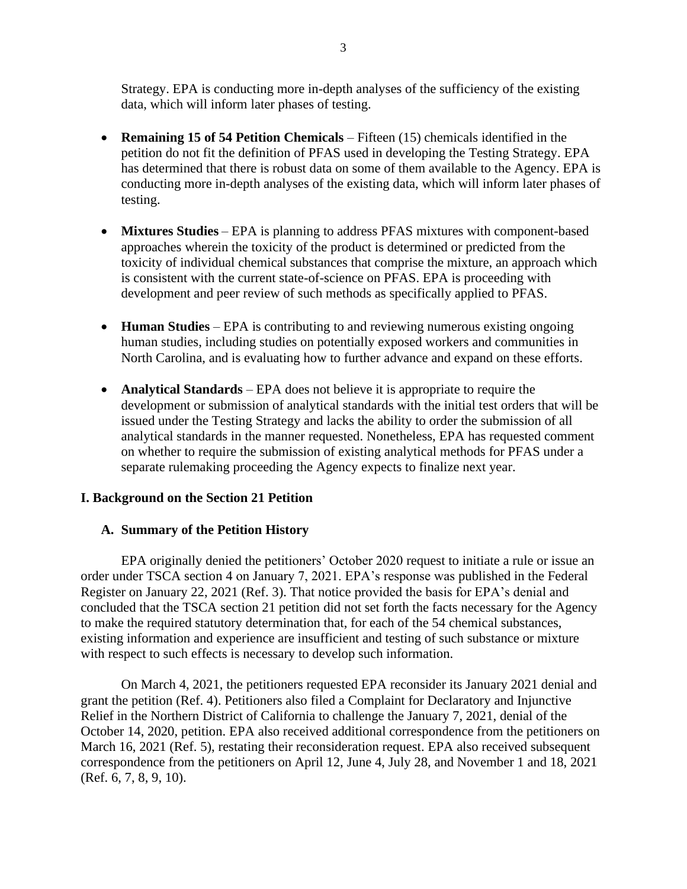Strategy. EPA is conducting more in-depth analyses of the sufficiency of the existing data, which will inform later phases of testing.

- **Remaining 15 of 54 Petition Chemicals** – Fifteen (15) chemicals identified in the petition do not fit the definition of PFAS used in developing the Testing Strategy. EPA has determined that there is robust data on some of them available to the Agency. EPA is conducting more in-depth analyses of the existing data, which will inform later phases of testing.

- **Mixtures Studies** – EPA is planning to address PFAS mixtures with component-based approaches wherein the toxicity of the product is determined or predicted from the toxicity of individual chemical substances that comprise the mixture, an approach which is consistent with the current state-of-science on PFAS. EPA is proceeding with development and peer review of such methods as specifically applied to PFAS.

- **Human Studies** – EPA is contributing to and reviewing numerous existing ongoing human studies, including studies on potentially exposed workers and communities in North Carolina, and is evaluating how to further advance and expand on these efforts.

- **Analytical Standards** – EPA does not believe it is appropriate to require the development or submission of analytical standards with the initial test orders that will be issued under the Testing Strategy and lacks the ability to order the submission of all analytical standards in the manner requested. Nonetheless, EPA has requested comment on whether to require the submission of existing analytical methods for PFAS under a separate rulemaking proceeding the Agency expects to finalize next year.

## I. Background on the Section 21 Petition

### A. Summary of the Petition History

EPA originally denied the petitioners' October 2020 request to initiate a rule or issue an order under TSCA section 4 on January 7, 2021. EPA's response was published in the Federal Register on January 22, 2021 (Ref. 3). That notice provided the basis for EPA's denial and concluded that the TSCA section 21 petition did not set forth the facts necessary for the Agency to make the required statutory determination that, for each of the 54 chemical substances, existing information and experience are insufficient and testing of such substance or mixture with respect to such effects is necessary to develop such information.

On March 4, 2021, the petitioners requested EPA reconsider its January 2021 denial and grant the petition (Ref. 4). Petitioners also filed a Complaint for Declaratory and Injunctive Relief in the Northern District of California to challenge the January 7, 2021, denial of the October 14, 2020, petition. EPA also received additional correspondence from the petitioners on March 16, 2021 (Ref. 5), restating their reconsideration request. EPA also received subsequent correspondence from the petitioners on April 12, June 4, July 28, and November 1 and 18, 2021 (Ref. 6, 7, 8, 9, 10).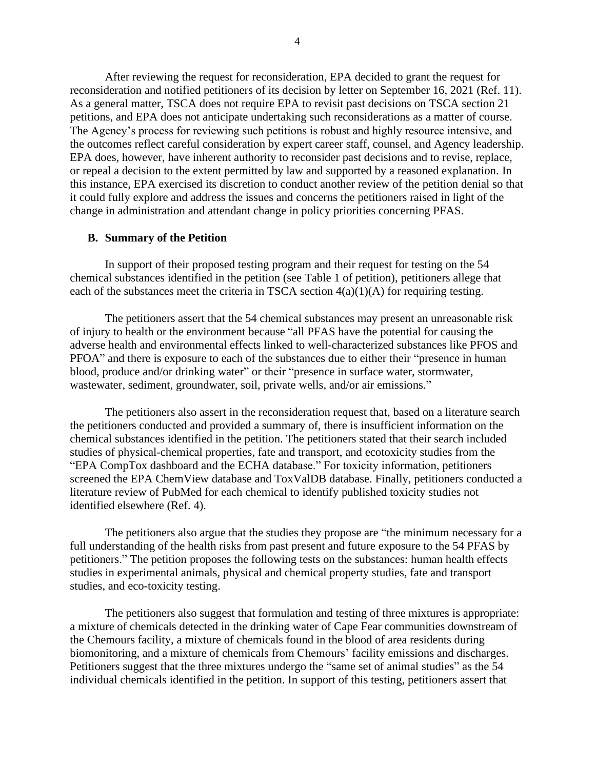After reviewing the request for reconsideration, EPA decided to grant the request for reconsideration and notified petitioners of its decision by letter on September 16, 2021 (Ref. 11). As a general matter, TSCA does not require EPA to revisit past decisions on TSCA section 21 petitions, and EPA does not anticipate undertaking such reconsiderations as a matter of course. The Agency's process for reviewing such petitions is robust and highly resource intensive, and the outcomes reflect careful consideration by expert career staff, counsel, and Agency leadership. EPA does, however, have inherent authority to reconsider past decisions and to revise, replace, or repeal a decision to the extent permitted by law and supported by a reasoned explanation. In this instance, EPA exercised its discretion to conduct another review of the petition denial so that it could fully explore and address the issues and concerns the petitioners raised in light of the change in administration and attendant change in policy priorities concerning PFAS.

### B. Summary of the Petition

In support of their proposed testing program and their request for testing on the 54 chemical substances identified in the petition (see Table 1 of petition), petitioners allege that each of the substances meet the criteria in TSCA section 4(a)(1)(A) for requiring testing.

The petitioners assert that the 54 chemical substances may present an unreasonable risk of injury to health or the environment because "all PFAS have the potential for causing the adverse health and environmental effects linked to well-characterized substances like PFOS and PFOA" and there is exposure to each of the substances due to either their "presence in human blood, produce and/or drinking water" or their "presence in surface water, stormwater, wastewater, sediment, groundwater, soil, private wells, and/or air emissions."

The petitioners also assert in the reconsideration request that, based on a literature search the petitioners conducted and provided a summary of, there is insufficient information on the chemical substances identified in the petition. The petitioners stated that their search included studies of physical-chemical properties, fate and transport, and ecotoxicity studies from the "EPA CompTox dashboard and the ECHA database." For toxicity information, petitioners screened the EPA ChemView database and ToxValDB database. Finally, petitioners conducted a literature review of PubMed for each chemical to identify published toxicity studies not identified elsewhere (Ref. 4).

The petitioners also argue that the studies they propose are "the minimum necessary for a full understanding of the health risks from past present and future exposure to the 54 PFAS by petitioners." The petition proposes the following tests on the substances: human health effects studies in experimental animals, physical and chemical property studies, fate and transport studies, and eco-toxicity testing.

The petitioners also suggest that formulation and testing of three mixtures is appropriate: a mixture of chemicals detected in the drinking water of Cape Fear communities downstream of the Chemours facility, a mixture of chemicals found in the blood of area residents during biomonitoring, and a mixture of chemicals from Chemours' facility emissions and discharges. Petitioners suggest that the three mixtures undergo the "same set of animal studies" as the 54 individual chemicals identified in the petition. In support of this testing, petitioners assert that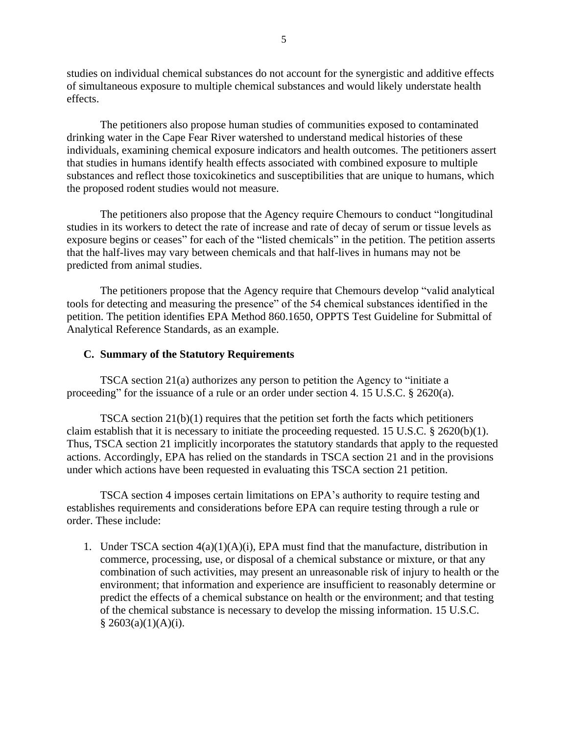studies on individual chemical substances do not account for the synergistic and additive effects of simultaneous exposure to multiple chemical substances and would likely understate health effects.

The petitioners also propose human studies of communities exposed to contaminated drinking water in the Cape Fear River watershed to understand medical histories of these individuals, examining chemical exposure indicators and health outcomes. The petitioners assert that studies in humans identify health effects associated with combined exposure to multiple substances and reflect those toxicokinetics and susceptibilities that are unique to humans, which the proposed rodent studies would not measure.

The petitioners also propose that the Agency require Chemours to conduct "longitudinal studies in its workers to detect the rate of increase and rate of decay of serum or tissue levels as exposure begins or ceases" for each of the "listed chemicals" in the petition. The petition asserts that the half-lives may vary between chemicals and that half-lives in humans may not be predicted from animal studies.

The petitioners propose that the Agency require that Chemours develop "valid analytical tools for detecting and measuring the presence" of the 54 chemical substances identified in the petition. The petition identifies EPA Method 860.1650, OPPTS Test Guideline for Submittal of Analytical Reference Standards, as an example.

### C. Summary of the Statutory Requirements

TSCA section 21(a) authorizes any person to petition the Agency to "initiate a proceeding" for the issuance of a rule or an order under section 4. 15 U.S.C. § 2620(a).

TSCA section 21(b)(1) requires that the petition set forth the facts which petitioners claim establish that it is necessary to initiate the proceeding requested. 15 U.S.C. § 2620(b)(1). Thus, TSCA section 21 implicitly incorporates the statutory standards that apply to the requested actions. Accordingly, EPA has relied on the standards in TSCA section 21 and in the provisions under which actions have been requested in evaluating this TSCA section 21 petition.

TSCA section 4 imposes certain limitations on EPA's authority to require testing and establishes requirements and considerations before EPA can require testing through a rule or order. These include:

1. Under TSCA section 4(a)(1)(A)(i), EPA must find that the manufacture, distribution in commerce, processing, use, or disposal of a chemical substance or mixture, or that any combination of such activities, may present an unreasonable risk of injury to health or the environment; that information and experience are insufficient to reasonably determine or predict the effects of a chemical substance on health or the environment; and that testing of the chemical substance is necessary to develop the missing information. 15 U.S.C. § 2603(a)(1)(A)(i).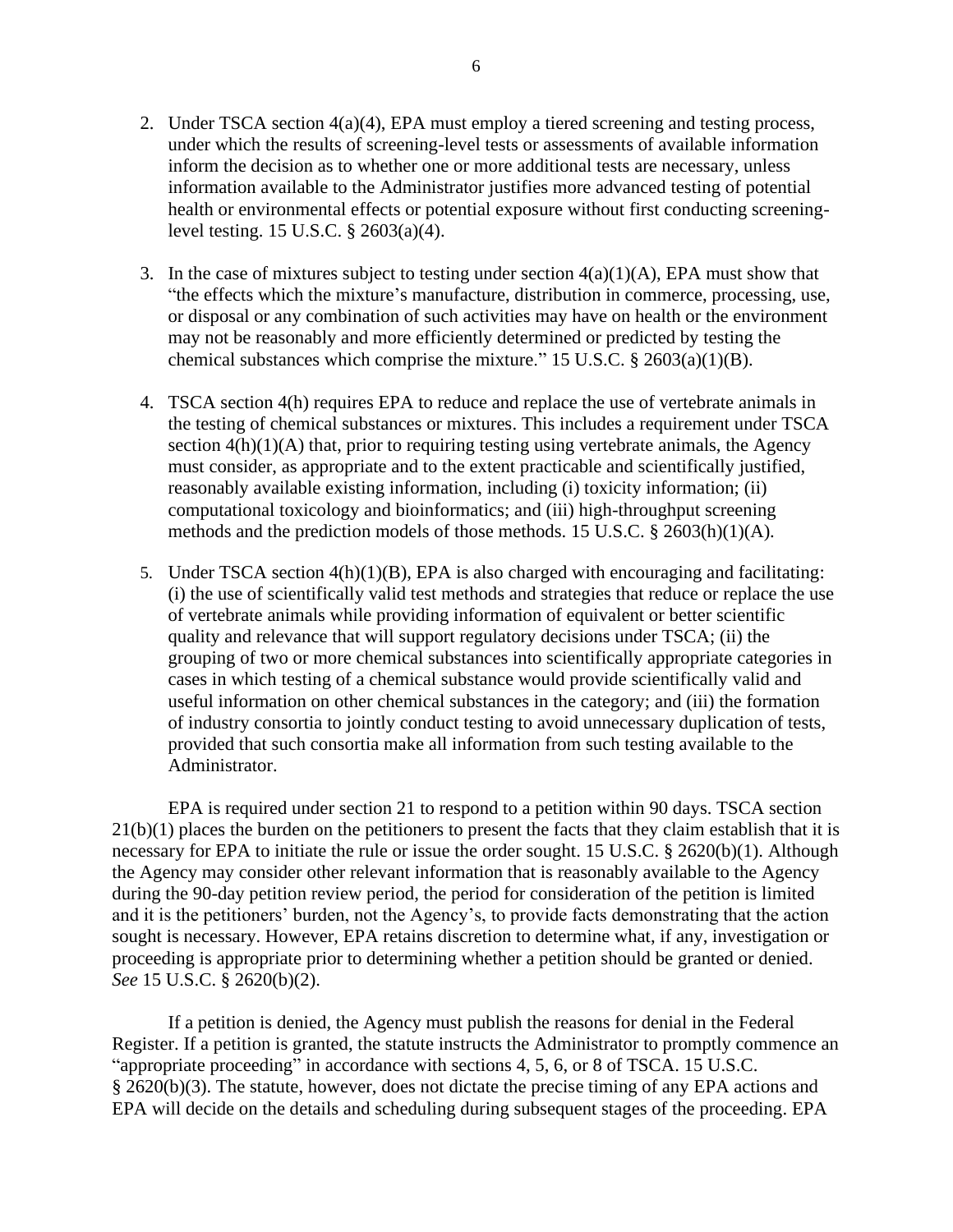2. Under TSCA section 4(a)(4), EPA must employ a tiered screening and testing process, under which the results of screening-level tests or assessments of available information inform the decision as to whether one or more additional tests are necessary, unless information available to the Administrator justifies more advanced testing of potential health or environmental effects or potential exposure without first conducting screening-level testing. 15 U.S.C. § 2603(a)(4).

3. In the case of mixtures subject to testing under section 4(a)(1)(A), EPA must show that "the effects which the mixture's manufacture, distribution in commerce, processing, use, or disposal or any combination of such activities may have on health or the environment may not be reasonably and more efficiently determined or predicted by testing the chemical substances which comprise the mixture." 15 U.S.C. § 2603(a)(1)(B).

4. TSCA section 4(h) requires EPA to reduce and replace the use of vertebrate animals in the testing of chemical substances or mixtures. This includes a requirement under TSCA section 4(h)(1)(A) that, prior to requiring testing using vertebrate animals, the Agency must consider, as appropriate and to the extent practicable and scientifically justified, reasonably available existing information, including (i) toxicity information; (ii) computational toxicology and bioinformatics; and (iii) high-throughput screening methods and the prediction models of those methods. 15 U.S.C. § 2603(h)(1)(A).

5. Under TSCA section 4(h)(1)(B), EPA is also charged with encouraging and facilitating: (i) the use of scientifically valid test methods and strategies that reduce or replace the use of vertebrate animals while providing information of equivalent or better scientific quality and relevance that will support regulatory decisions under TSCA; (ii) the grouping of two or more chemical substances into scientifically appropriate categories in cases in which testing of a chemical substance would provide scientifically valid and useful information on other chemical substances in the category; and (iii) the formation of industry consortia to jointly conduct testing to avoid unnecessary duplication of tests, provided that such consortia make all information from such testing available to the Administrator.

EPA is required under section 21 to respond to a petition within 90 days. TSCA section 21(b)(1) places the burden on the petitioners to present the facts that they claim establish that it is necessary for EPA to initiate the rule or issue the order sought. 15 U.S.C. § 2620(b)(1). Although the Agency may consider other relevant information that is reasonably available to the Agency during the 90-day petition review period, the period for consideration of the petition is limited and it is the petitioners' burden, not the Agency's, to provide facts demonstrating that the action sought is necessary. However, EPA retains discretion to determine what, if any, investigation or proceeding is appropriate prior to determining whether a petition should be granted or denied. *See* 15 U.S.C. § 2620(b)(2).

If a petition is denied, the Agency must publish the reasons for denial in the Federal Register. If a petition is granted, the statute instructs the Administrator to promptly commence an "appropriate proceeding" in accordance with sections 4, 5, 6, or 8 of TSCA. 15 U.S.C. § 2620(b)(3). The statute, however, does not dictate the precise timing of any EPA actions and EPA will decide on the details and scheduling during subsequent stages of the proceeding. EPA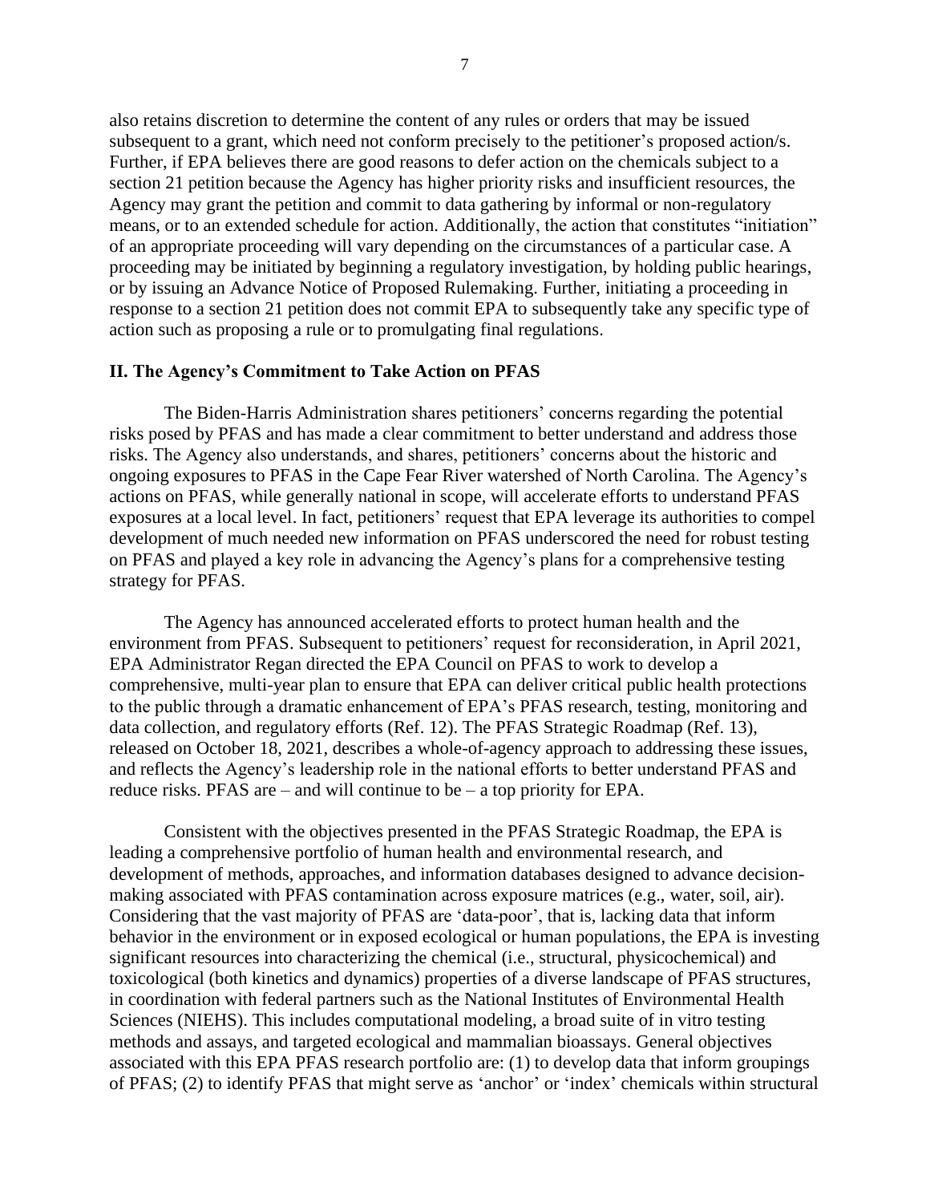also retains discretion to determine the content of any rules or orders that may be issued subsequent to a grant, which need not conform precisely to the petitioner's proposed action/s. Further, if EPA believes there are good reasons to defer action on the chemicals subject to a section 21 petition because the Agency has higher priority risks and insufficient resources, the Agency may grant the petition and commit to data gathering by informal or non-regulatory means, or to an extended schedule for action. Additionally, the action that constitutes "initiation" of an appropriate proceeding will vary depending on the circumstances of a particular case. A proceeding may be initiated by beginning a regulatory investigation, by holding public hearings, or by issuing an Advance Notice of Proposed Rulemaking. Further, initiating a proceeding in response to a section 21 petition does not commit EPA to subsequently take any specific type of action such as proposing a rule or to promulgating final regulations.

## II. The Agency's Commitment to Take Action on PFAS

The Biden-Harris Administration shares petitioners' concerns regarding the potential risks posed by PFAS and has made a clear commitment to better understand and address those risks. The Agency also understands, and shares, petitioners' concerns about the historic and ongoing exposures to PFAS in the Cape Fear River watershed of North Carolina. The Agency's actions on PFAS, while generally national in scope, will accelerate efforts to understand PFAS exposures at a local level. In fact, petitioners' request that EPA leverage its authorities to compel development of much needed new information on PFAS underscored the need for robust testing on PFAS and played a key role in advancing the Agency's plans for a comprehensive testing strategy for PFAS.

The Agency has announced accelerated efforts to protect human health and the environment from PFAS. Subsequent to petitioners' request for reconsideration, in April 2021, EPA Administrator Regan directed the EPA Council on PFAS to work to develop a comprehensive, multi-year plan to ensure that EPA can deliver critical public health protections to the public through a dramatic enhancement of EPA's PFAS research, testing, monitoring and data collection, and regulatory efforts (Ref. 12). The PFAS Strategic Roadmap (Ref. 13), released on October 18, 2021, describes a whole-of-agency approach to addressing these issues, and reflects the Agency's leadership role in the national efforts to better understand PFAS and reduce risks. PFAS are – and will continue to be – a top priority for EPA.

Consistent with the objectives presented in the PFAS Strategic Roadmap, the EPA is leading a comprehensive portfolio of human health and environmental research, and development of methods, approaches, and information databases designed to advance decision-making associated with PFAS contamination across exposure matrices (e.g., water, soil, air). Considering that the vast majority of PFAS are 'data-poor', that is, lacking data that inform behavior in the environment or in exposed ecological or human populations, the EPA is investing significant resources into characterizing the chemical (i.e., structural, physicochemical) and toxicological (both kinetics and dynamics) properties of a diverse landscape of PFAS structures, in coordination with federal partners such as the National Institutes of Environmental Health Sciences (NIEHS). This includes computational modeling, a broad suite of in vitro testing methods and assays, and targeted ecological and mammalian bioassays. General objectives associated with this EPA PFAS research portfolio are: (1) to develop data that inform groupings of PFAS; (2) to identify PFAS that might serve as 'anchor' or 'index' chemicals within structural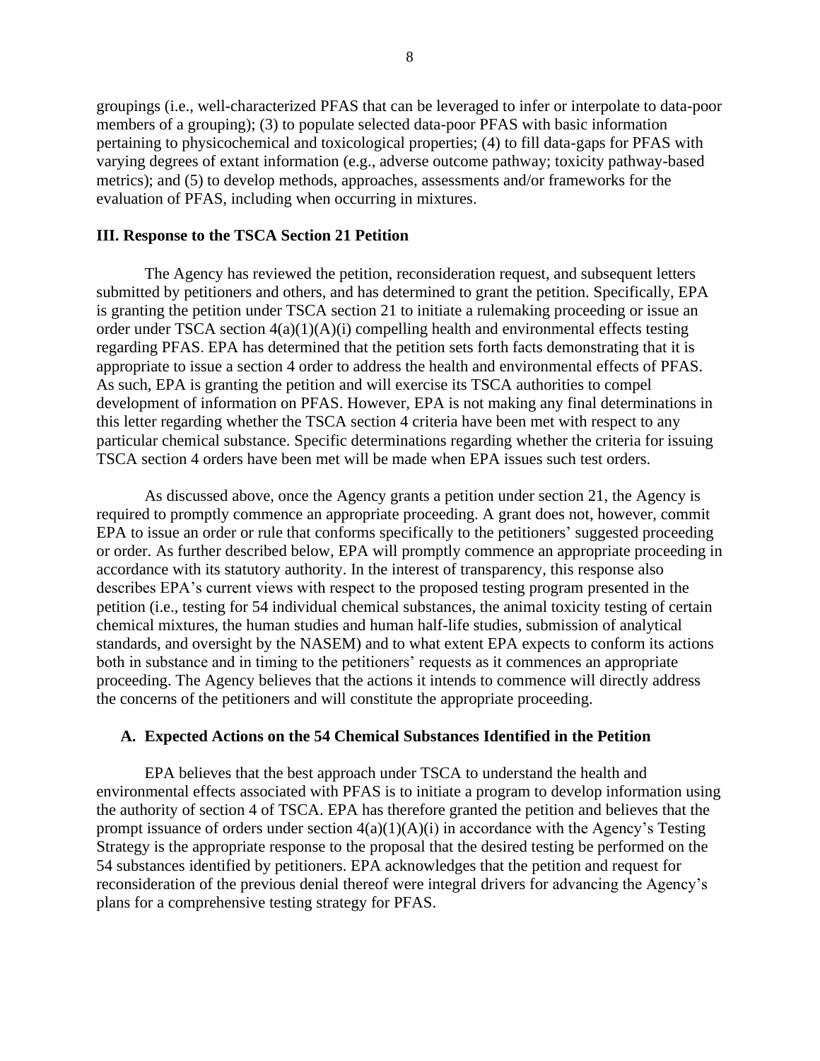groupings (i.e., well-characterized PFAS that can be leveraged to infer or interpolate to data-poor members of a grouping); (3) to populate selected data-poor PFAS with basic information pertaining to physicochemical and toxicological properties; (4) to fill data-gaps for PFAS with varying degrees of extant information (e.g., adverse outcome pathway; toxicity pathway-based metrics); and (5) to develop methods, approaches, assessments and/or frameworks for the evaluation of PFAS, including when occurring in mixtures.

## III. Response to the TSCA Section 21 Petition

The Agency has reviewed the petition, reconsideration request, and subsequent letters submitted by petitioners and others, and has determined to grant the petition. Specifically, EPA is granting the petition under TSCA section 21 to initiate a rulemaking proceeding or issue an order under TSCA section 4(a)(1)(A)(i) compelling health and environmental effects testing regarding PFAS. EPA has determined that the petition sets forth facts demonstrating that it is appropriate to issue a section 4 order to address the health and environmental effects of PFAS. As such, EPA is granting the petition and will exercise its TSCA authorities to compel development of information on PFAS. However, EPA is not making any final determinations in this letter regarding whether the TSCA section 4 criteria have been met with respect to any particular chemical substance. Specific determinations regarding whether the criteria for issuing TSCA section 4 orders have been met will be made when EPA issues such test orders.

As discussed above, once the Agency grants a petition under section 21, the Agency is required to promptly commence an appropriate proceeding. A grant does not, however, commit EPA to issue an order or rule that conforms specifically to the petitioners' suggested proceeding or order. As further described below, EPA will promptly commence an appropriate proceeding in accordance with its statutory authority. In the interest of transparency, this response also describes EPA's current views with respect to the proposed testing program presented in the petition (i.e., testing for 54 individual chemical substances, the animal toxicity testing of certain chemical mixtures, the human studies and human half-life studies, submission of analytical standards, and oversight by the NASEM) and to what extent EPA expects to conform its actions both in substance and in timing to the petitioners' requests as it commences an appropriate proceeding. The Agency believes that the actions it intends to commence will directly address the concerns of the petitioners and will constitute the appropriate proceeding.

### A. Expected Actions on the 54 Chemical Substances Identified in the Petition

EPA believes that the best approach under TSCA to understand the health and environmental effects associated with PFAS is to initiate a program to develop information using the authority of section 4 of TSCA. EPA has therefore granted the petition and believes that the prompt issuance of orders under section 4(a)(1)(A)(i) in accordance with the Agency's Testing Strategy is the appropriate response to the proposal that the desired testing be performed on the 54 substances identified by petitioners. EPA acknowledges that the petition and request for reconsideration of the previous denial thereof were integral drivers for advancing the Agency's plans for a comprehensive testing strategy for PFAS.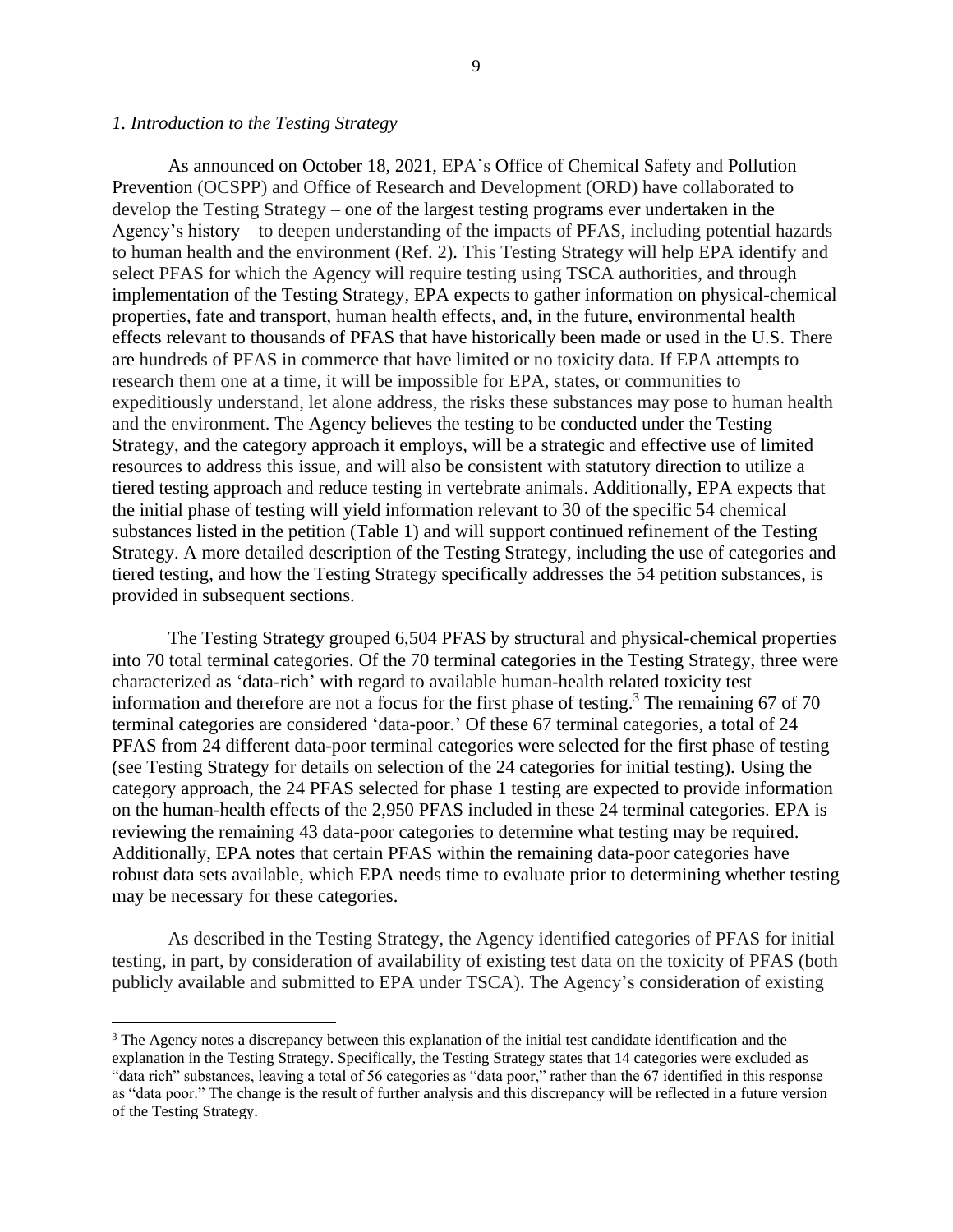*1. Introduction to the Testing Strategy*

As announced on October 18, 2021, EPA's Office of Chemical Safety and Pollution Prevention (OCSPP) and Office of Research and Development (ORD) have collaborated to develop the Testing Strategy – one of the largest testing programs ever undertaken in the Agency's history – to deepen understanding of the impacts of PFAS, including potential hazards to human health and the environment (Ref. 2). This Testing Strategy will help EPA identify and select PFAS for which the Agency will require testing using TSCA authorities, and through implementation of the Testing Strategy, EPA expects to gather information on physical-chemical properties, fate and transport, human health effects, and, in the future, environmental health effects relevant to thousands of PFAS that have historically been made or used in the U.S. There are hundreds of PFAS in commerce that have limited or no toxicity data. If EPA attempts to research them one at a time, it will be impossible for EPA, states, or communities to expeditiously understand, let alone address, the risks these substances may pose to human health and the environment. The Agency believes the testing to be conducted under the Testing Strategy, and the category approach it employs, will be a strategic and effective use of limited resources to address this issue, and will also be consistent with statutory direction to utilize a tiered testing approach and reduce testing in vertebrate animals. Additionally, EPA expects that the initial phase of testing will yield information relevant to 30 of the specific 54 chemical substances listed in the petition (Table 1) and will support continued refinement of the Testing Strategy. A more detailed description of the Testing Strategy, including the use of categories and tiered testing, and how the Testing Strategy specifically addresses the 54 petition substances, is provided in subsequent sections.

The Testing Strategy grouped 6,504 PFAS by structural and physical-chemical properties into 70 total terminal categories. Of the 70 terminal categories in the Testing Strategy, three were characterized as 'data-rich' with regard to available human-health related toxicity test information and therefore are not a focus for the first phase of testing.[3] The remaining 67 of 70 terminal categories are considered 'data-poor.' Of these 67 terminal categories, a total of 24 PFAS from 24 different data-poor terminal categories were selected for the first phase of testing (see Testing Strategy for details on selection of the 24 categories for initial testing). Using the category approach, the 24 PFAS selected for phase 1 testing are expected to provide information on the human-health effects of the 2,950 PFAS included in these 24 terminal categories. EPA is reviewing the remaining 43 data-poor categories to determine what testing may be required. Additionally, EPA notes that certain PFAS within the remaining data-poor categories have robust data sets available, which EPA needs time to evaluate prior to determining whether testing may be necessary for these categories.

As described in the Testing Strategy, the Agency identified categories of PFAS for initial testing, in part, by consideration of availability of existing test data on the toxicity of PFAS (both publicly available and submitted to EPA under TSCA). The Agency's consideration of existing

[3] The Agency notes a discrepancy between this explanation of the initial test candidate identification and the explanation in the Testing Strategy. Specifically, the Testing Strategy states that 14 categories were excluded as "data rich" substances, leaving a total of 56 categories as "data poor," rather than the 67 identified in this response as "data poor." The change is the result of further analysis and this discrepancy will be reflected in a future version of the Testing Strategy.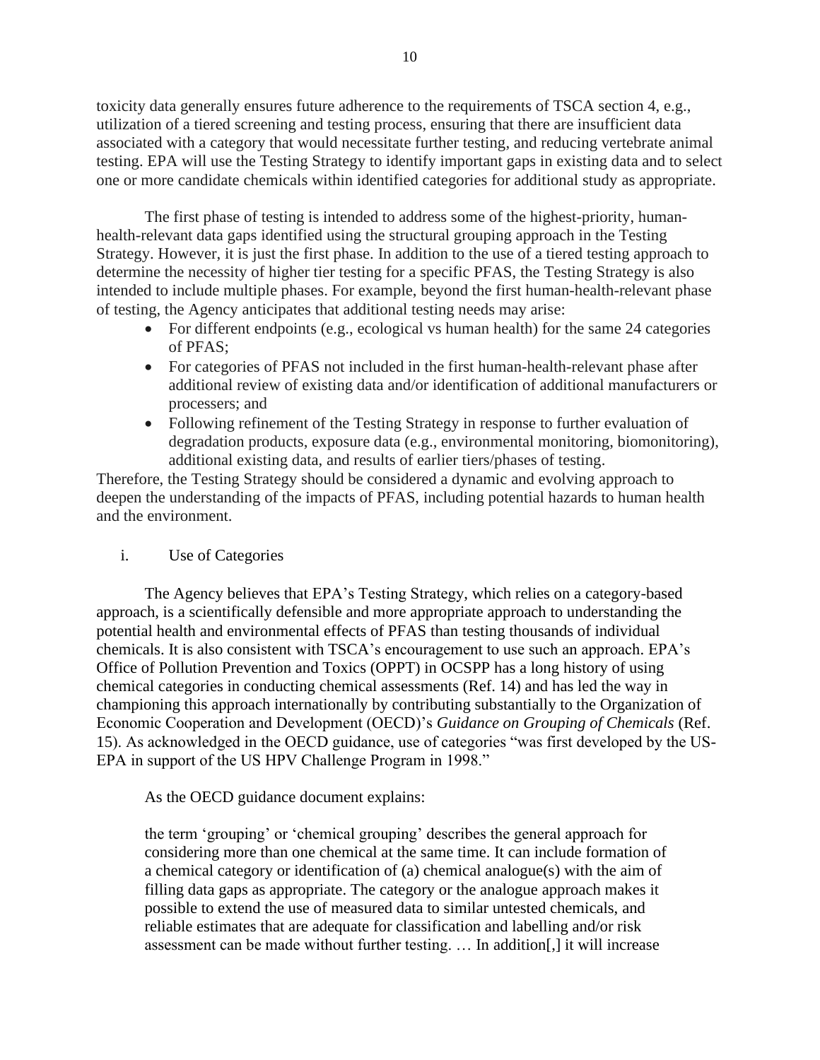toxicity data generally ensures future adherence to the requirements of TSCA section 4, e.g., utilization of a tiered screening and testing process, ensuring that there are insufficient data associated with a category that would necessitate further testing, and reducing vertebrate animal testing. EPA will use the Testing Strategy to identify important gaps in existing data and to select one or more candidate chemicals within identified categories for additional study as appropriate.

The first phase of testing is intended to address some of the highest-priority, human-health-relevant data gaps identified using the structural grouping approach in the Testing Strategy. However, it is just the first phase. In addition to the use of a tiered testing approach to determine the necessity of higher tier testing for a specific PFAS, the Testing Strategy is also intended to include multiple phases. For example, beyond the first human-health-relevant phase of testing, the Agency anticipates that additional testing needs may arise:

- For different endpoints (e.g., ecological vs human health) for the same 24 categories of PFAS;
- For categories of PFAS not included in the first human-health-relevant phase after additional review of existing data and/or identification of additional manufacturers or processers; and
- Following refinement of the Testing Strategy in response to further evaluation of degradation products, exposure data (e.g., environmental monitoring, biomonitoring), additional existing data, and results of earlier tiers/phases of testing.

Therefore, the Testing Strategy should be considered a dynamic and evolving approach to deepen the understanding of the impacts of PFAS, including potential hazards to human health and the environment.

i. Use of Categories

The Agency believes that EPA's Testing Strategy, which relies on a category-based approach, is a scientifically defensible and more appropriate approach to understanding the potential health and environmental effects of PFAS than testing thousands of individual chemicals. It is also consistent with TSCA's encouragement to use such an approach. EPA's Office of Pollution Prevention and Toxics (OPPT) in OCSPP has a long history of using chemical categories in conducting chemical assessments (Ref. 14) and has led the way in championing this approach internationally by contributing substantially to the Organization of Economic Cooperation and Development (OECD)'s *Guidance on Grouping of Chemicals* (Ref. 15). As acknowledged in the OECD guidance, use of categories "was first developed by the US-EPA in support of the US HPV Challenge Program in 1998."

As the OECD guidance document explains:

> the term 'grouping' or 'chemical grouping' describes the general approach for considering more than one chemical at the same time. It can include formation of a chemical category or identification of (a) chemical analogue(s) with the aim of filling data gaps as appropriate. The category or the analogue approach makes it possible to extend the use of measured data to similar untested chemicals, and reliable estimates that are adequate for classification and labelling and/or risk assessment can be made without further testing. … In addition[,] it will increase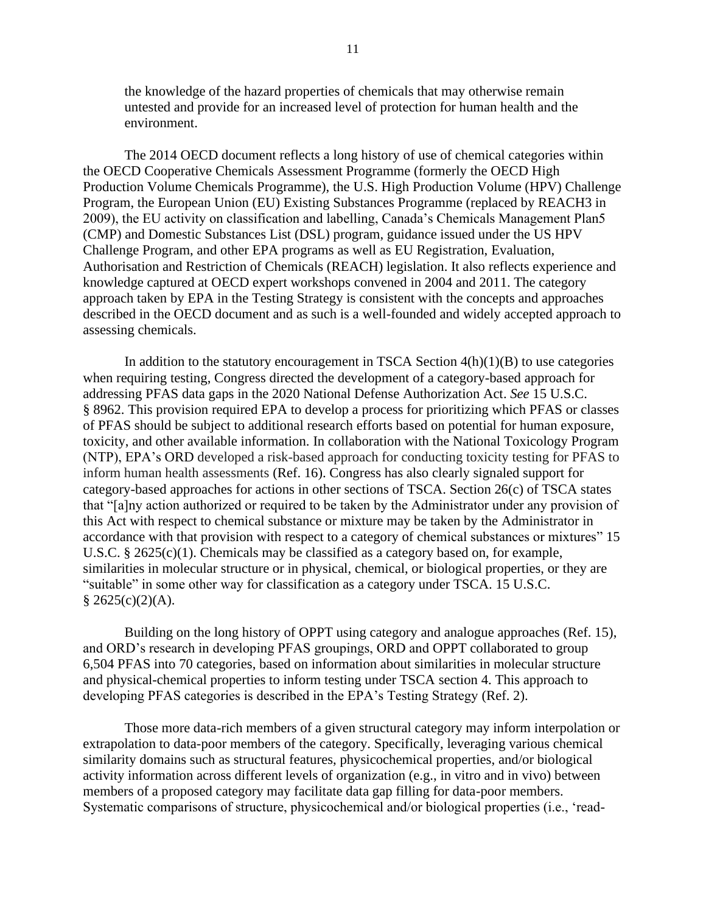the knowledge of the hazard properties of chemicals that may otherwise remain untested and provide for an increased level of protection for human health and the environment.

The 2014 OECD document reflects a long history of use of chemical categories within the OECD Cooperative Chemicals Assessment Programme (formerly the OECD High Production Volume Chemicals Programme), the U.S. High Production Volume (HPV) Challenge Program, the European Union (EU) Existing Substances Programme (replaced by REACH3 in 2009), the EU activity on classification and labelling, Canada's Chemicals Management Plan5 (CMP) and Domestic Substances List (DSL) program, guidance issued under the US HPV Challenge Program, and other EPA programs as well as EU Registration, Evaluation, Authorisation and Restriction of Chemicals (REACH) legislation. It also reflects experience and knowledge captured at OECD expert workshops convened in 2004 and 2011. The category approach taken by EPA in the Testing Strategy is consistent with the concepts and approaches described in the OECD document and as such is a well-founded and widely accepted approach to assessing chemicals.

In addition to the statutory encouragement in TSCA Section 4(h)(1)(B) to use categories when requiring testing, Congress directed the development of a category-based approach for addressing PFAS data gaps in the 2020 National Defense Authorization Act. *See* 15 U.S.C. § 8962. This provision required EPA to develop a process for prioritizing which PFAS or classes of PFAS should be subject to additional research efforts based on potential for human exposure, toxicity, and other available information. In collaboration with the National Toxicology Program (NTP), EPA's ORD developed a risk-based approach for conducting toxicity testing for PFAS to inform human health assessments (Ref. 16). Congress has also clearly signaled support for category-based approaches for actions in other sections of TSCA. Section 26(c) of TSCA states that "[a]ny action authorized or required to be taken by the Administrator under any provision of this Act with respect to chemical substance or mixture may be taken by the Administrator in accordance with that provision with respect to a category of chemical substances or mixtures" 15 U.S.C. § 2625(c)(1). Chemicals may be classified as a category based on, for example, similarities in molecular structure or in physical, chemical, or biological properties, or they are "suitable" in some other way for classification as a category under TSCA. 15 U.S.C. § 2625(c)(2)(A).

Building on the long history of OPPT using category and analogue approaches (Ref. 15), and ORD's research in developing PFAS groupings, ORD and OPPT collaborated to group 6,504 PFAS into 70 categories, based on information about similarities in molecular structure and physical-chemical properties to inform testing under TSCA section 4. This approach to developing PFAS categories is described in the EPA's Testing Strategy (Ref. 2).

Those more data-rich members of a given structural category may inform interpolation or extrapolation to data-poor members of the category. Specifically, leveraging various chemical similarity domains such as structural features, physicochemical properties, and/or biological activity information across different levels of organization (e.g., in vitro and in vivo) between members of a proposed category may facilitate data gap filling for data-poor members. Systematic comparisons of structure, physicochemical and/or biological properties (i.e., 'read-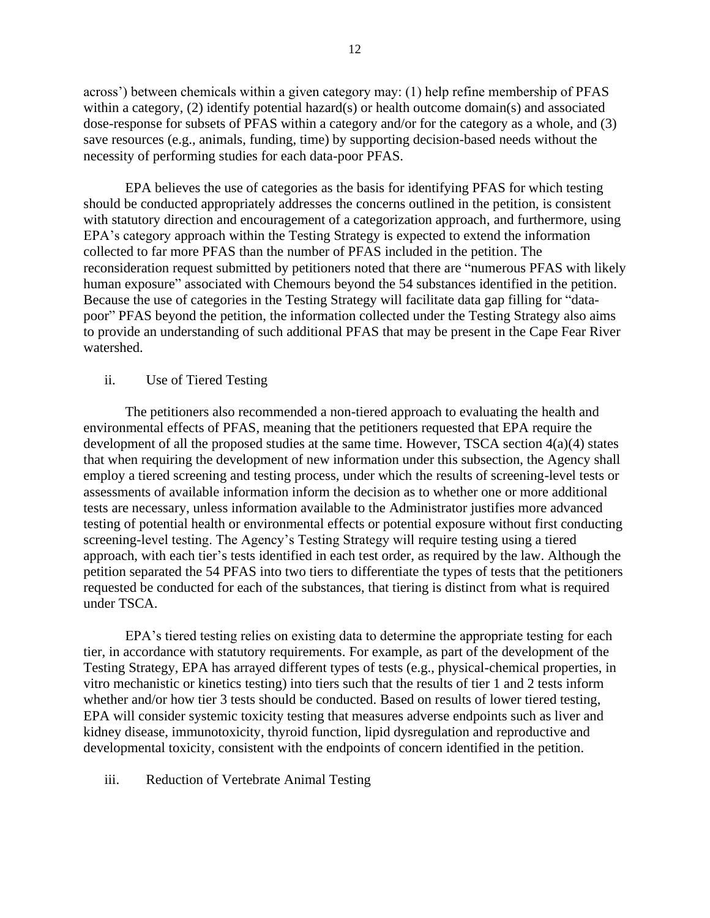across') between chemicals within a given category may: (1) help refine membership of PFAS within a category, (2) identify potential hazard(s) or health outcome domain(s) and associated dose-response for subsets of PFAS within a category and/or for the category as a whole, and (3) save resources (e.g., animals, funding, time) by supporting decision-based needs without the necessity of performing studies for each data-poor PFAS.

EPA believes the use of categories as the basis for identifying PFAS for which testing should be conducted appropriately addresses the concerns outlined in the petition, is consistent with statutory direction and encouragement of a categorization approach, and furthermore, using EPA's category approach within the Testing Strategy is expected to extend the information collected to far more PFAS than the number of PFAS included in the petition. The reconsideration request submitted by petitioners noted that there are "numerous PFAS with likely human exposure" associated with Chemours beyond the 54 substances identified in the petition. Because the use of categories in the Testing Strategy will facilitate data gap filling for "data-poor" PFAS beyond the petition, the information collected under the Testing Strategy also aims to provide an understanding of such additional PFAS that may be present in the Cape Fear River watershed.

ii. Use of Tiered Testing

The petitioners also recommended a non-tiered approach to evaluating the health and environmental effects of PFAS, meaning that the petitioners requested that EPA require the development of all the proposed studies at the same time. However, TSCA section 4(a)(4) states that when requiring the development of new information under this subsection, the Agency shall employ a tiered screening and testing process, under which the results of screening-level tests or assessments of available information inform the decision as to whether one or more additional tests are necessary, unless information available to the Administrator justifies more advanced testing of potential health or environmental effects or potential exposure without first conducting screening-level testing. The Agency's Testing Strategy will require testing using a tiered approach, with each tier's tests identified in each test order, as required by the law. Although the petition separated the 54 PFAS into two tiers to differentiate the types of tests that the petitioners requested be conducted for each of the substances, that tiering is distinct from what is required under TSCA.

EPA's tiered testing relies on existing data to determine the appropriate testing for each tier, in accordance with statutory requirements. For example, as part of the development of the Testing Strategy, EPA has arrayed different types of tests (e.g., physical-chemical properties, in vitro mechanistic or kinetics testing) into tiers such that the results of tier 1 and 2 tests inform whether and/or how tier 3 tests should be conducted. Based on results of lower tiered testing, EPA will consider systemic toxicity testing that measures adverse endpoints such as liver and kidney disease, immunotoxicity, thyroid function, lipid dysregulation and reproductive and developmental toxicity, consistent with the endpoints of concern identified in the petition.

iii. Reduction of Vertebrate Animal Testing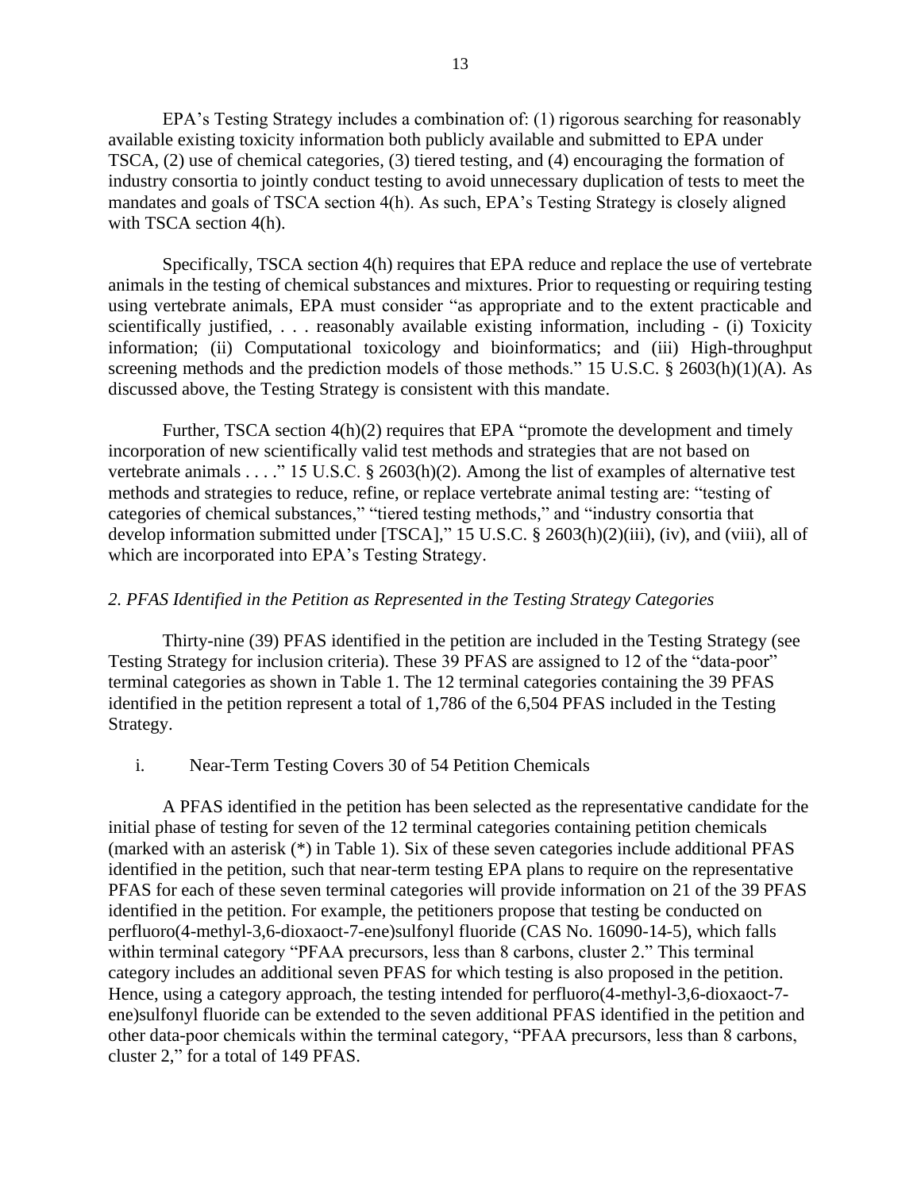EPA's Testing Strategy includes a combination of: (1) rigorous searching for reasonably available existing toxicity information both publicly available and submitted to EPA under TSCA, (2) use of chemical categories, (3) tiered testing, and (4) encouraging the formation of industry consortia to jointly conduct testing to avoid unnecessary duplication of tests to meet the mandates and goals of TSCA section 4(h). As such, EPA's Testing Strategy is closely aligned with TSCA section 4(h).

Specifically, TSCA section 4(h) requires that EPA reduce and replace the use of vertebrate animals in the testing of chemical substances and mixtures. Prior to requesting or requiring testing using vertebrate animals, EPA must consider "as appropriate and to the extent practicable and scientifically justified, . . . reasonably available existing information, including - (i) Toxicity information; (ii) Computational toxicology and bioinformatics; and (iii) High-throughput screening methods and the prediction models of those methods." 15 U.S.C. § 2603(h)(1)(A). As discussed above, the Testing Strategy is consistent with this mandate.

Further, TSCA section 4(h)(2) requires that EPA "promote the development and timely incorporation of new scientifically valid test methods and strategies that are not based on vertebrate animals . . . ." 15 U.S.C. § 2603(h)(2). Among the list of examples of alternative test methods and strategies to reduce, refine, or replace vertebrate animal testing are: "testing of categories of chemical substances," "tiered testing methods," and "industry consortia that develop information submitted under [TSCA]," 15 U.S.C. § 2603(h)(2)(iii), (iv), and (viii), all of which are incorporated into EPA's Testing Strategy.

### *2. PFAS Identified in the Petition as Represented in the Testing Strategy Categories*

Thirty-nine (39) PFAS identified in the petition are included in the Testing Strategy (see Testing Strategy for inclusion criteria). These 39 PFAS are assigned to 12 of the "data-poor" terminal categories as shown in Table 1. The 12 terminal categories containing the 39 PFAS identified in the petition represent a total of 1,786 of the 6,504 PFAS included in the Testing Strategy.

#### i. Near-Term Testing Covers 30 of 54 Petition Chemicals

A PFAS identified in the petition has been selected as the representative candidate for the initial phase of testing for seven of the 12 terminal categories containing petition chemicals (marked with an asterisk (*) in Table 1). Six of these seven categories include additional PFAS identified in the petition, such that near-term testing EPA plans to require on the representative PFAS for each of these seven terminal categories will provide information on 21 of the 39 PFAS identified in the petition. For example, the petitioners propose that testing be conducted on perfluoro(4-methyl-3,6-dioxaoct-7-ene)sulfonyl fluoride (CAS No. 16090-14-5), which falls within terminal category "PFAA precursors, less than 8 carbons, cluster 2." This terminal category includes an additional seven PFAS for which testing is also proposed in the petition. Hence, using a category approach, the testing intended for perfluoro(4-methyl-3,6-dioxaoct-7-ene)sulfonyl fluoride can be extended to the seven additional PFAS identified in the petition and other data-poor chemicals within the terminal category, "PFAA precursors, less than 8 carbons, cluster 2," for a total of 149 PFAS.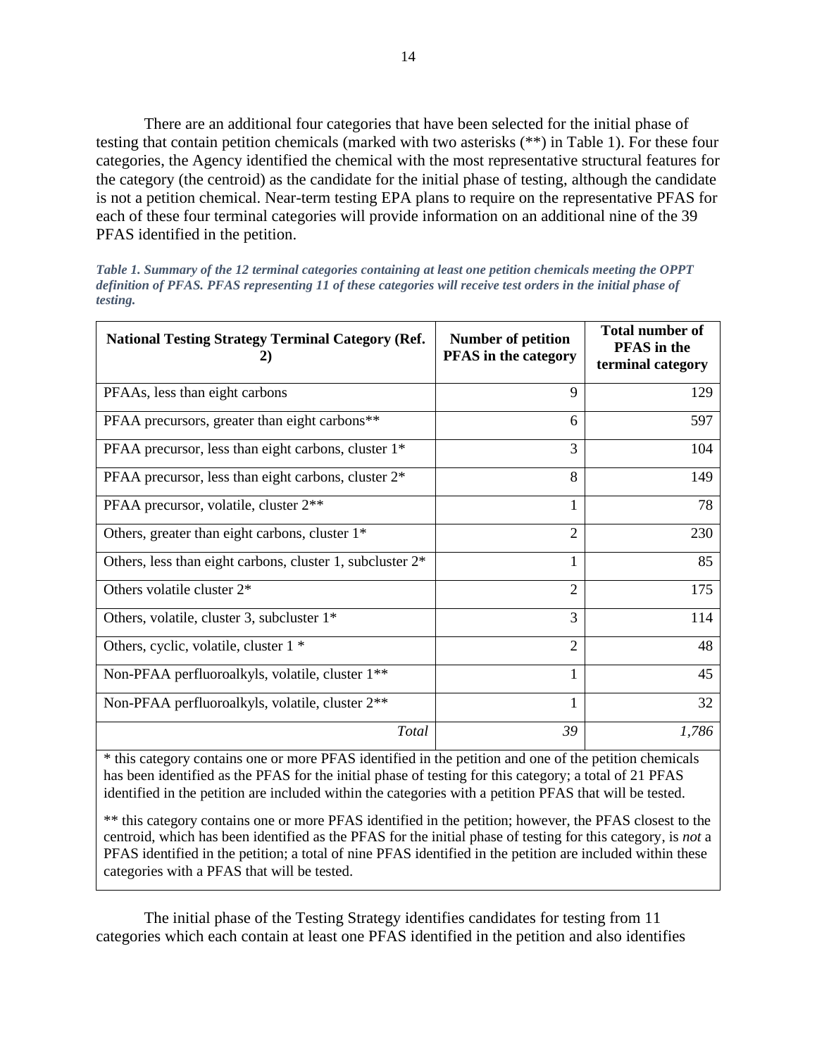There are an additional four categories that have been selected for the initial phase of testing that contain petition chemicals (marked with two asterisks (**) in Table 1). For these four categories, the Agency identified the chemical with the most representative structural features for the category (the centroid) as the candidate for the initial phase of testing, although the candidate is not a petition chemical. Near-term testing EPA plans to require on the representative PFAS for each of these four terminal categories will provide information on an additional nine of the 39 PFAS identified in the petition.

***Table 1. Summary of the 12 terminal categories containing at least one petition chemicals meeting the OPPT definition of PFAS. PFAS representing 11 of these categories will receive test orders in the initial phase of testing.***

| National Testing Strategy Terminal Category (Ref. 2) | Number of petition PFAS in the category | Total number of PFAS in the terminal category |
|---|---:|---:|
| PFAAs, less than eight carbons | 9 | 129 |
| PFAA precursors, greater than eight carbons** | 6 | 597 |
| PFAA precursor, less than eight carbons, cluster 1* | 3 | 104 |
| PFAA precursor, less than eight carbons, cluster 2* | 8 | 149 |
| PFAA precursor, volatile, cluster 2** | 1 | 78 |
| Others, greater than eight carbons, cluster 1* | 2 | 230 |
| Others, less than eight carbons, cluster 1, subcluster 2* | 1 | 85 |
| Others volatile cluster 2* | 2 | 175 |
| Others, volatile, cluster 3, subcluster 1* | 3 | 114 |
| Others, cyclic, volatile, cluster 1 * | 2 | 48 |
| Non-PFAA perfluoroalkyls, volatile, cluster 1** | 1 | 45 |
| Non-PFAA perfluoroalkyls, volatile, cluster 2** | 1 | 32 |
| *Total* | *39* | *1,786* |

* this category contains one or more PFAS identified in the petition and one of the petition chemicals has been identified as the PFAS for the initial phase of testing for this category; a total of 21 PFAS identified in the petition are included within the categories with a petition PFAS that will be tested.

** this category contains one or more PFAS identified in the petition; however, the PFAS closest to the centroid, which has been identified as the PFAS for the initial phase of testing for this category, is *not* a PFAS identified in the petition; a total of nine PFAS identified in the petition are included within these categories with a PFAS that will be tested.

The initial phase of the Testing Strategy identifies candidates for testing from 11 categories which each contain at least one PFAS identified in the petition and also identifies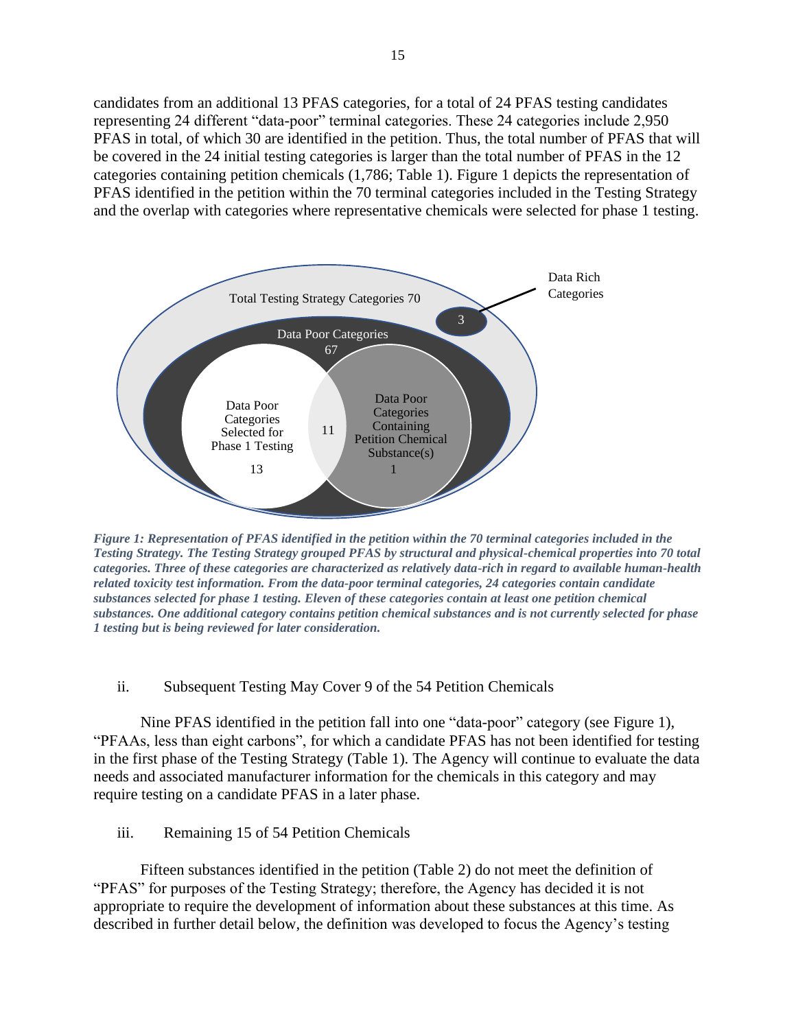candidates from an additional 13 PFAS categories, for a total of 24 PFAS testing candidates representing 24 different "data-poor" terminal categories. These 24 categories include 2,950 PFAS in total, of which 30 are identified in the petition. Thus, the total number of PFAS that will be covered in the 24 initial testing categories is larger than the total number of PFAS in the 12 categories containing petition chemicals (1,786; Table 1). Figure 1 depicts the representation of PFAS identified in the petition within the 70 terminal categories included in the Testing Strategy and the overlap with categories where representative chemicals were selected for phase 1 testing.

*Figure 1: Representation of PFAS identified in the petition within the 70 terminal categories included in the Testing Strategy. The Testing Strategy grouped PFAS by structural and physical-chemical properties into 70 total categories. Three of these categories are characterized as relatively data-rich in regard to available human-health related toxicity test information. From the data-poor terminal categories, 24 categories contain candidate substances selected for phase 1 testing. Eleven of these categories contain at least one petition chemical substances. One additional category contains petition chemical substances and is not currently selected for phase 1 testing but is being reviewed for later consideration.*

ii. Subsequent Testing May Cover 9 of the 54 Petition Chemicals

Nine PFAS identified in the petition fall into one "data-poor" category (see Figure 1), "PFAAs, less than eight carbons", for which a candidate PFAS has not been identified for testing in the first phase of the Testing Strategy (Table 1). The Agency will continue to evaluate the data needs and associated manufacturer information for the chemicals in this category and may require testing on a candidate PFAS in a later phase.

iii. Remaining 15 of 54 Petition Chemicals

Fifteen substances identified in the petition (Table 2) do not meet the definition of "PFAS" for purposes of the Testing Strategy; therefore, the Agency has decided it is not appropriate to require the development of information about these substances at this time. As described in further detail below, the definition was developed to focus the Agency's testing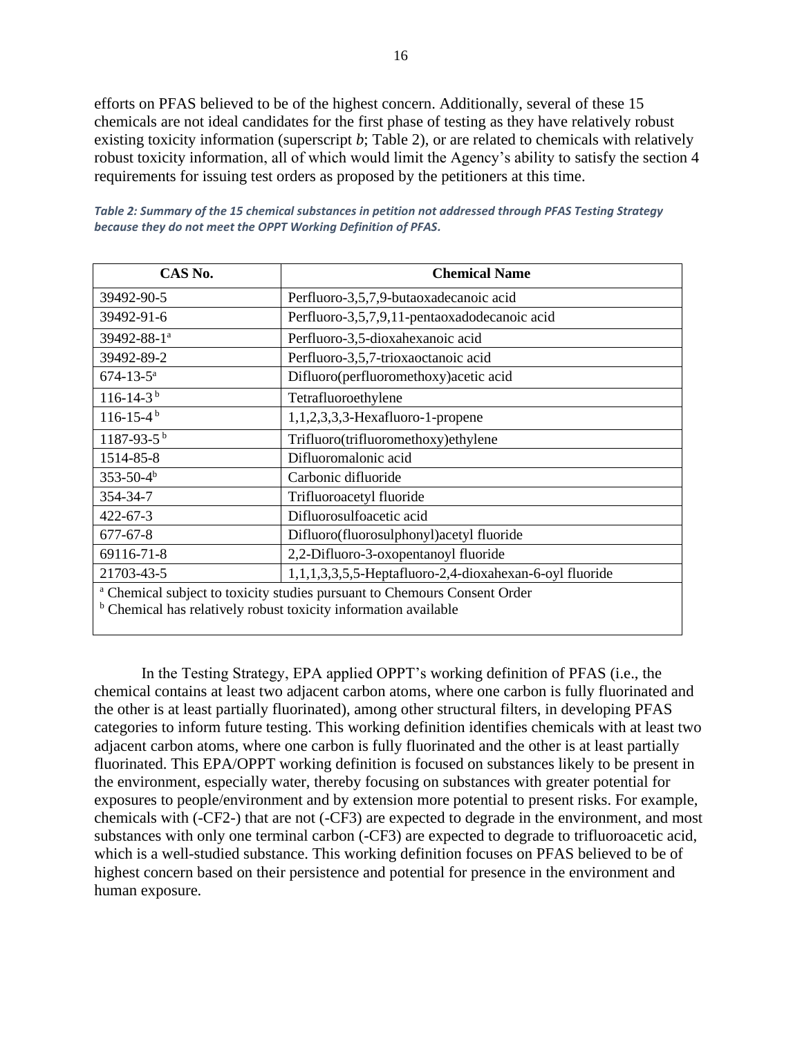efforts on PFAS believed to be of the highest concern. Additionally, several of these 15 chemicals are not ideal candidates for the first phase of testing as they have relatively robust existing toxicity information (superscript *b*; Table 2), or are related to chemicals with relatively robust toxicity information, all of which would limit the Agency's ability to satisfy the section 4 requirements for issuing test orders as proposed by the petitioners at this time.

***Table 2: Summary of the 15 chemical substances in petition not addressed through PFAS Testing Strategy because they do not meet the OPPT Working Definition of PFAS.***

| CAS No. | Chemical Name |
|---|---|
| 39492-90-5 | Perfluoro-3,5,7,9-butaoxadecanoic acid |
| 39492-91-6 | Perfluoro-3,5,7,9,11-pentaoxadodecanoic acid |
| 39492-88-1[a] | Perfluoro-3,5-dioxahexanoic acid |
| 39492-89-2 | Perfluoro-3,5,7-trioxaoctanoic acid |
| 674-13-5[a] | Difluoro(perfluoromethoxy)acetic acid |
| 116-14-3[b] | Tetrafluoroethylene |
| 116-15-4[b] | 1,1,2,3,3,3-Hexafluoro-1-propene |
| 1187-93-5[b] | Trifluoro(trifluoromethoxy)ethylene |
| 1514-85-8 | Difluoromalonic acid |
| 353-50-4[b] | Carbonic difluoride |
| 354-34-7 | Trifluoroacetyl fluoride |
| 422-67-3 | Difluorosulfoacetic acid |
| 677-67-8 | Difluoro(fluorosulphonyl)acetyl fluoride |
| 69116-71-8 | 2,2-Difluoro-3-oxopentanoyl fluoride |
| 21703-43-5 | 1,1,1,3,3,5,5-Heptafluoro-2,4-dioxahexan-6-oyl fluoride |

[a] Chemical subject to toxicity studies pursuant to Chemours Consent Order
[b] Chemical has relatively robust toxicity information available

In the Testing Strategy, EPA applied OPPT's working definition of PFAS (i.e., the chemical contains at least two adjacent carbon atoms, where one carbon is fully fluorinated and the other is at least partially fluorinated), among other structural filters, in developing PFAS categories to inform future testing. This working definition identifies chemicals with at least two adjacent carbon atoms, where one carbon is fully fluorinated and the other is at least partially fluorinated. This EPA/OPPT working definition is focused on substances likely to be present in the environment, especially water, thereby focusing on substances with greater potential for exposures to people/environment and by extension more potential to present risks. For example, chemicals with ($-CF_2-$) that are not ($-CF_3$) are expected to degrade in the environment, and most substances with only one terminal carbon ($-CF_3$) are expected to degrade to trifluoroacetic acid, which is a well-studied substance. This working definition focuses on PFAS believed to be of highest concern based on their persistence and potential for presence in the environment and human exposure.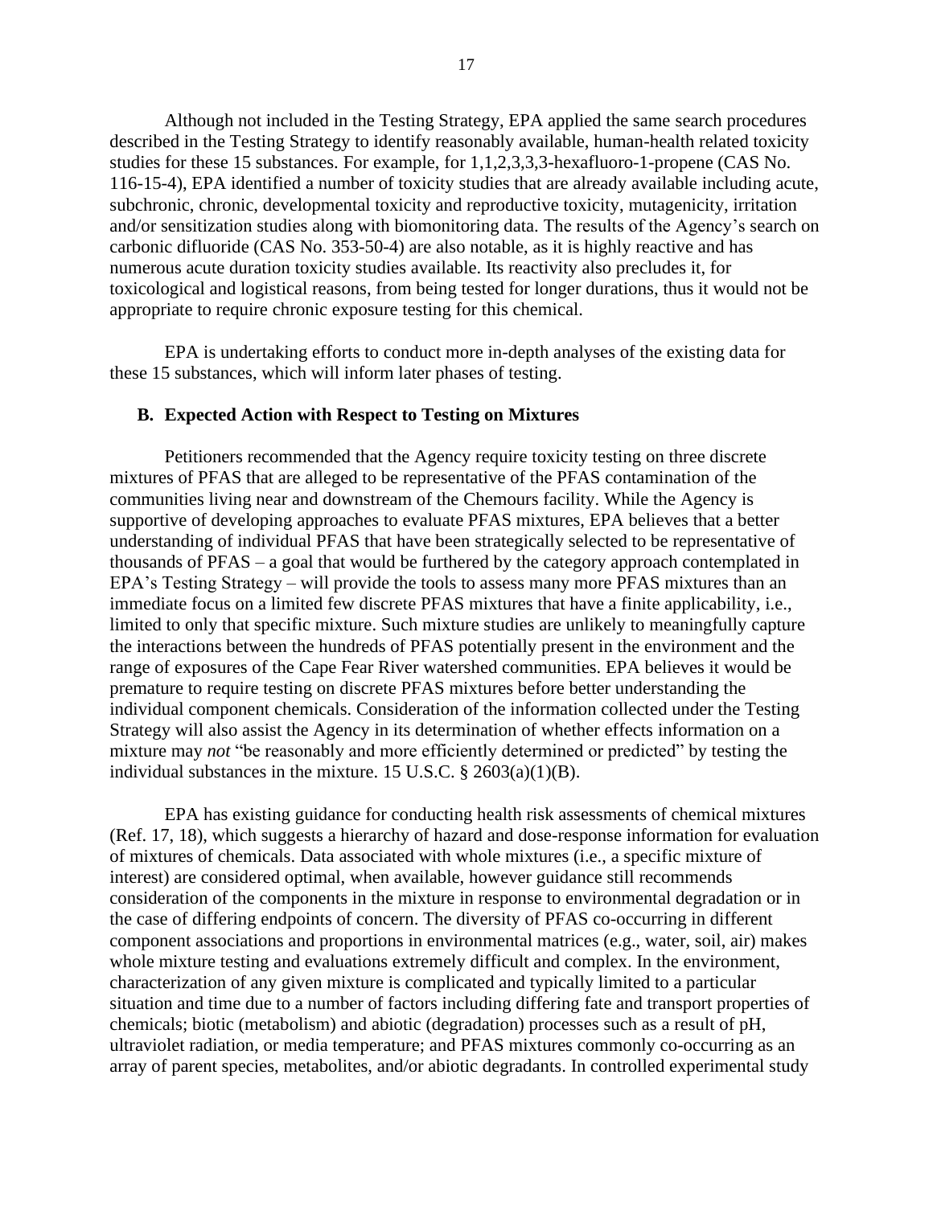Although not included in the Testing Strategy, EPA applied the same search procedures described in the Testing Strategy to identify reasonably available, human-health related toxicity studies for these 15 substances. For example, for 1,1,2,3,3,3-hexafluoro-1-propene (CAS No. 116-15-4), EPA identified a number of toxicity studies that are already available including acute, subchronic, chronic, developmental toxicity and reproductive toxicity, mutagenicity, irritation and/or sensitization studies along with biomonitoring data. The results of the Agency's search on carbonic difluoride (CAS No. 353-50-4) are also notable, as it is highly reactive and has numerous acute duration toxicity studies available. Its reactivity also precludes it, for toxicological and logistical reasons, from being tested for longer durations, thus it would not be appropriate to require chronic exposure testing for this chemical.

EPA is undertaking efforts to conduct more in-depth analyses of the existing data for these 15 substances, which will inform later phases of testing.

### B. Expected Action with Respect to Testing on Mixtures

Petitioners recommended that the Agency require toxicity testing on three discrete mixtures of PFAS that are alleged to be representative of the PFAS contamination of the communities living near and downstream of the Chemours facility. While the Agency is supportive of developing approaches to evaluate PFAS mixtures, EPA believes that a better understanding of individual PFAS that have been strategically selected to be representative of thousands of PFAS – a goal that would be furthered by the category approach contemplated in EPA's Testing Strategy – will provide the tools to assess many more PFAS mixtures than an immediate focus on a limited few discrete PFAS mixtures that have a finite applicability, i.e., limited to only that specific mixture. Such mixture studies are unlikely to meaningfully capture the interactions between the hundreds of PFAS potentially present in the environment and the range of exposures of the Cape Fear River watershed communities. EPA believes it would be premature to require testing on discrete PFAS mixtures before better understanding the individual component chemicals. Consideration of the information collected under the Testing Strategy will also assist the Agency in its determination of whether effects information on a mixture may *not* "be reasonably and more efficiently determined or predicted" by testing the individual substances in the mixture. 15 U.S.C. § 2603(a)(1)(B).

EPA has existing guidance for conducting health risk assessments of chemical mixtures (Ref. 17, 18), which suggests a hierarchy of hazard and dose-response information for evaluation of mixtures of chemicals. Data associated with whole mixtures (i.e., a specific mixture of interest) are considered optimal, when available, however guidance still recommends consideration of the components in the mixture in response to environmental degradation or in the case of differing endpoints of concern. The diversity of PFAS co-occurring in different component associations and proportions in environmental matrices (e.g., water, soil, air) makes whole mixture testing and evaluations extremely difficult and complex. In the environment, characterization of any given mixture is complicated and typically limited to a particular situation and time due to a number of factors including differing fate and transport properties of chemicals; biotic (metabolism) and abiotic (degradation) processes such as a result of pH, ultraviolet radiation, or media temperature; and PFAS mixtures commonly co-occurring as an array of parent species, metabolites, and/or abiotic degradants. In controlled experimental study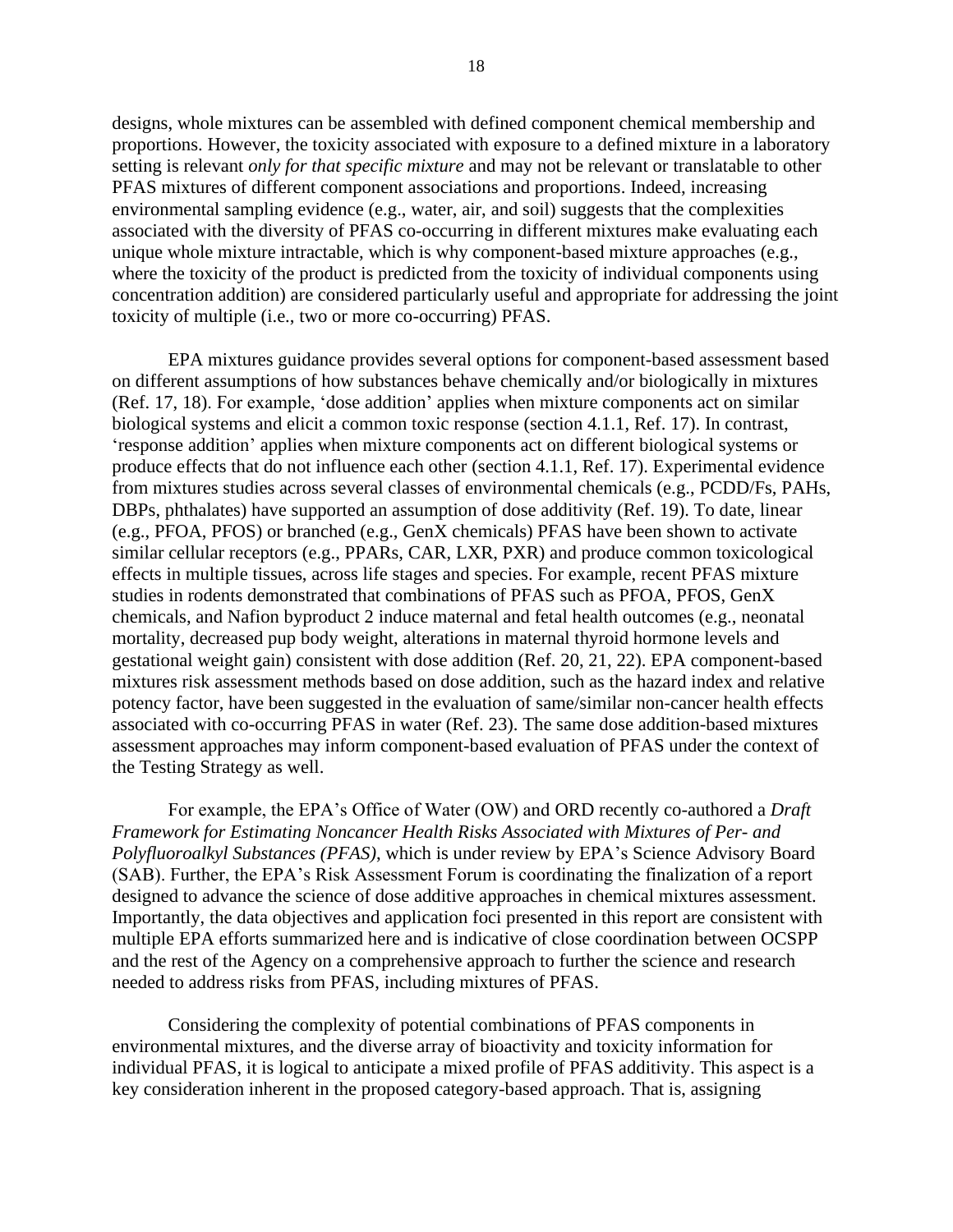designs, whole mixtures can be assembled with defined component chemical membership and proportions. However, the toxicity associated with exposure to a defined mixture in a laboratory setting is relevant *only for that specific mixture* and may not be relevant or translatable to other PFAS mixtures of different component associations and proportions. Indeed, increasing environmental sampling evidence (e.g., water, air, and soil) suggests that the complexities associated with the diversity of PFAS co-occurring in different mixtures make evaluating each unique whole mixture intractable, which is why component-based mixture approaches (e.g., where the toxicity of the product is predicted from the toxicity of individual components using concentration addition) are considered particularly useful and appropriate for addressing the joint toxicity of multiple (i.e., two or more co-occurring) PFAS.

EPA mixtures guidance provides several options for component-based assessment based on different assumptions of how substances behave chemically and/or biologically in mixtures (Ref. 17, 18). For example, 'dose addition' applies when mixture components act on similar biological systems and elicit a common toxic response (section 4.1.1, Ref. 17). In contrast, 'response addition' applies when mixture components act on different biological systems or produce effects that do not influence each other (section 4.1.1, Ref. 17). Experimental evidence from mixtures studies across several classes of environmental chemicals (e.g., PCDD/Fs, PAHs, DBPs, phthalates) have supported an assumption of dose additivity (Ref. 19). To date, linear (e.g., PFOA, PFOS) or branched (e.g., GenX chemicals) PFAS have been shown to activate similar cellular receptors (e.g., PPARs, CAR, LXR, PXR) and produce common toxicological effects in multiple tissues, across life stages and species. For example, recent PFAS mixture studies in rodents demonstrated that combinations of PFAS such as PFOA, PFOS, GenX chemicals, and Nafion byproduct 2 induce maternal and fetal health outcomes (e.g., neonatal mortality, decreased pup body weight, alterations in maternal thyroid hormone levels and gestational weight gain) consistent with dose addition (Ref. 20, 21, 22). EPA component-based mixtures risk assessment methods based on dose addition, such as the hazard index and relative potency factor, have been suggested in the evaluation of same/similar non-cancer health effects associated with co-occurring PFAS in water (Ref. 23). The same dose addition-based mixtures assessment approaches may inform component-based evaluation of PFAS under the context of the Testing Strategy as well.

For example, the EPA's Office of Water (OW) and ORD recently co-authored a *Draft Framework for Estimating Noncancer Health Risks Associated with Mixtures of Per- and Polyfluoroalkyl Substances (PFAS)*, which is under review by EPA's Science Advisory Board (SAB). Further, the EPA's Risk Assessment Forum is coordinating the finalization of a report designed to advance the science of dose additive approaches in chemical mixtures assessment. Importantly, the data objectives and application foci presented in this report are consistent with multiple EPA efforts summarized here and is indicative of close coordination between OCSPP and the rest of the Agency on a comprehensive approach to further the science and research needed to address risks from PFAS, including mixtures of PFAS.

Considering the complexity of potential combinations of PFAS components in environmental mixtures, and the diverse array of bioactivity and toxicity information for individual PFAS, it is logical to anticipate a mixed profile of PFAS additivity. This aspect is a key consideration inherent in the proposed category-based approach. That is, assigning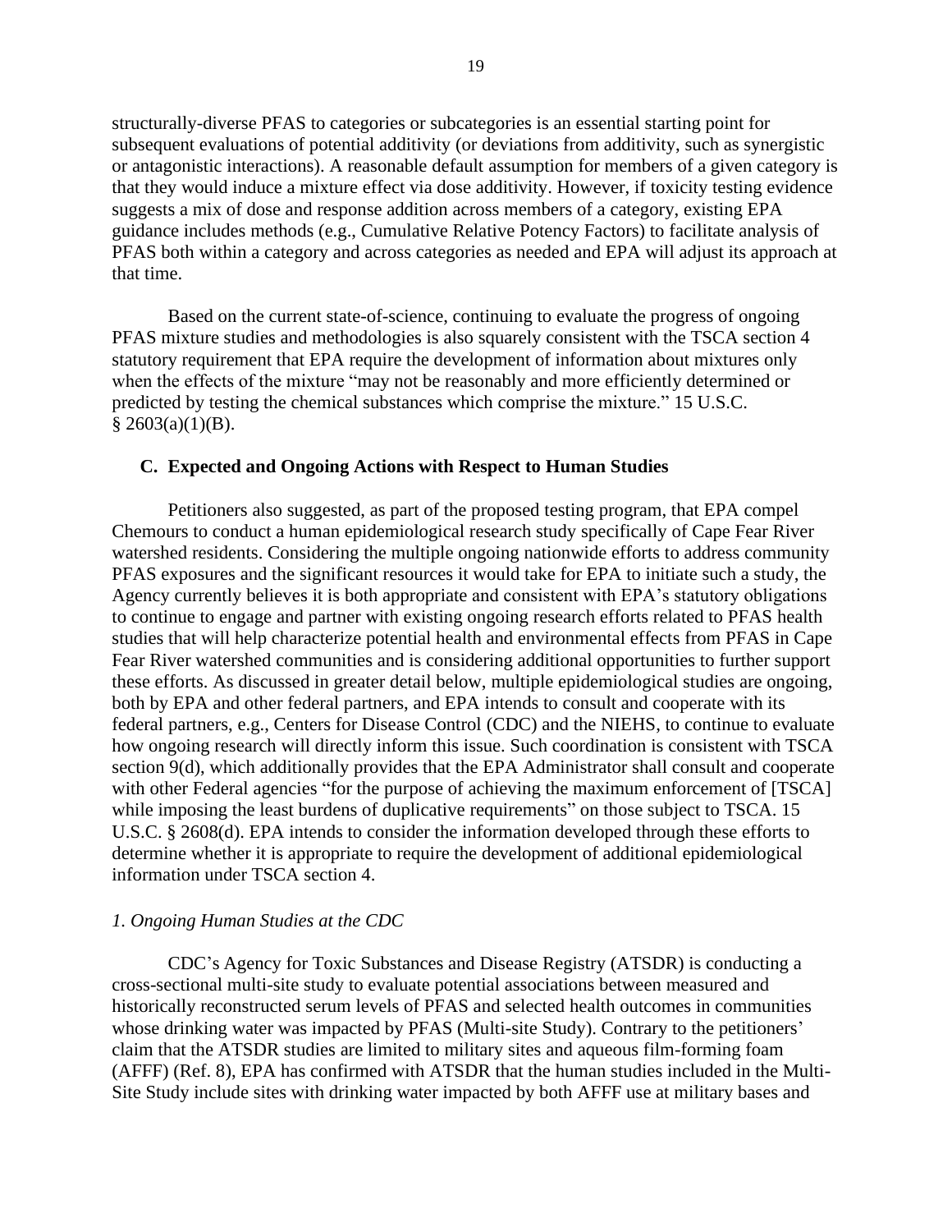structurally-diverse PFAS to categories or subcategories is an essential starting point for subsequent evaluations of potential additivity (or deviations from additivity, such as synergistic or antagonistic interactions). A reasonable default assumption for members of a given category is that they would induce a mixture effect via dose additivity. However, if toxicity testing evidence suggests a mix of dose and response addition across members of a category, existing EPA guidance includes methods (e.g., Cumulative Relative Potency Factors) to facilitate analysis of PFAS both within a category and across categories as needed and EPA will adjust its approach at that time.

Based on the current state-of-science, continuing to evaluate the progress of ongoing PFAS mixture studies and methodologies is also squarely consistent with the TSCA section 4 statutory requirement that EPA require the development of information about mixtures only when the effects of the mixture "may not be reasonably and more efficiently determined or predicted by testing the chemical substances which comprise the mixture." 15 U.S.C. § 2603(a)(1)(B).

### C. Expected and Ongoing Actions with Respect to Human Studies

Petitioners also suggested, as part of the proposed testing program, that EPA compel Chemours to conduct a human epidemiological research study specifically of Cape Fear River watershed residents. Considering the multiple ongoing nationwide efforts to address community PFAS exposures and the significant resources it would take for EPA to initiate such a study, the Agency currently believes it is both appropriate and consistent with EPA's statutory obligations to continue to engage and partner with existing ongoing research efforts related to PFAS health studies that will help characterize potential health and environmental effects from PFAS in Cape Fear River watershed communities and is considering additional opportunities to further support these efforts. As discussed in greater detail below, multiple epidemiological studies are ongoing, both by EPA and other federal partners, and EPA intends to consult and cooperate with its federal partners, e.g., Centers for Disease Control (CDC) and the NIEHS, to continue to evaluate how ongoing research will directly inform this issue. Such coordination is consistent with TSCA section 9(d), which additionally provides that the EPA Administrator shall consult and cooperate with other Federal agencies "for the purpose of achieving the maximum enforcement of [TSCA] while imposing the least burdens of duplicative requirements" on those subject to TSCA. 15 U.S.C. § 2608(d). EPA intends to consider the information developed through these efforts to determine whether it is appropriate to require the development of additional epidemiological information under TSCA section 4.

*1. Ongoing Human Studies at the CDC*

CDC's Agency for Toxic Substances and Disease Registry (ATSDR) is conducting a cross-sectional multi-site study to evaluate potential associations between measured and historically reconstructed serum levels of PFAS and selected health outcomes in communities whose drinking water was impacted by PFAS (Multi-site Study). Contrary to the petitioners' claim that the ATSDR studies are limited to military sites and aqueous film-forming foam (AFFF) (Ref. 8), EPA has confirmed with ATSDR that the human studies included in the Multi-Site Study include sites with drinking water impacted by both AFFF use at military bases and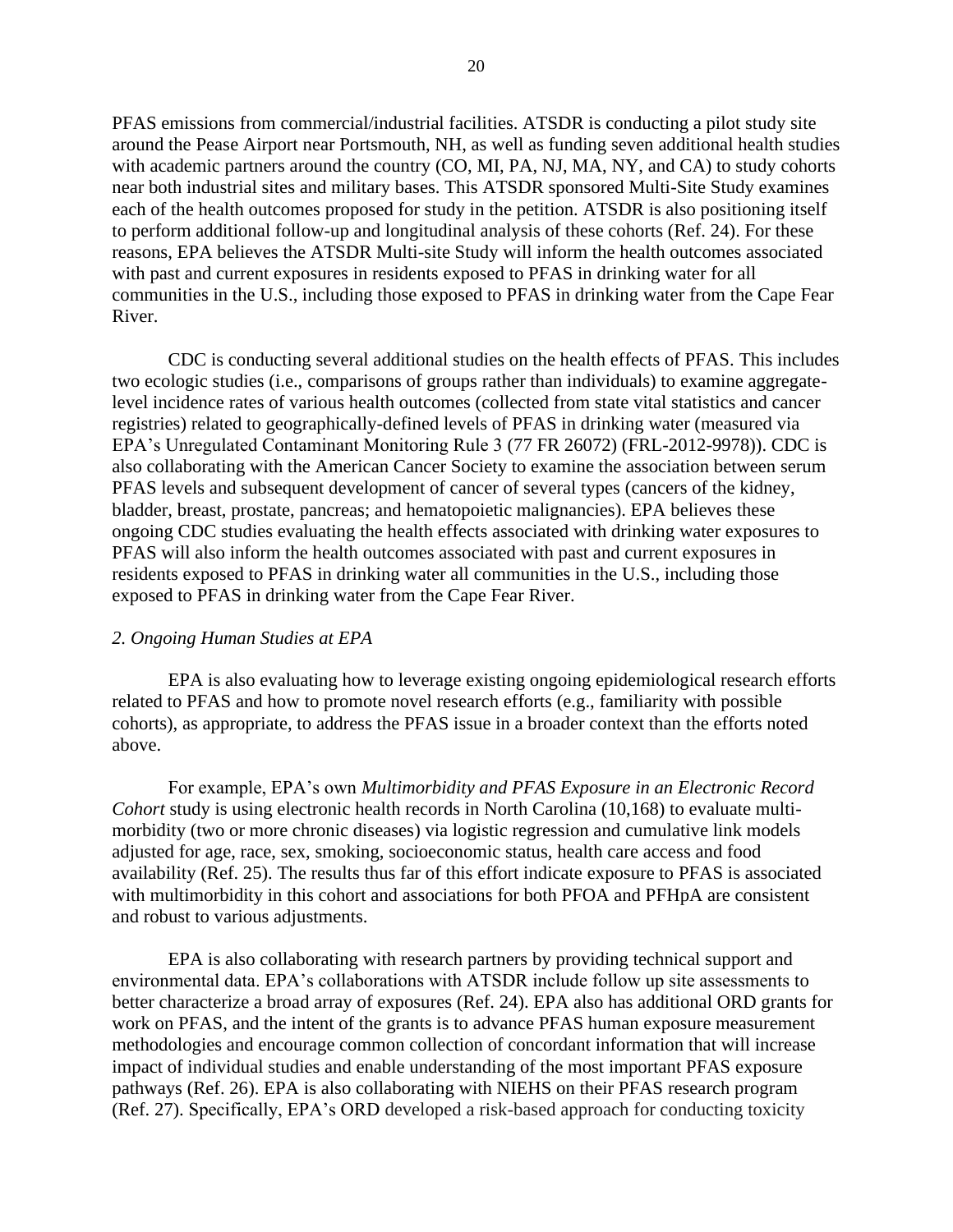PFAS emissions from commercial/industrial facilities. ATSDR is conducting a pilot study site around the Pease Airport near Portsmouth, NH, as well as funding seven additional health studies with academic partners around the country (CO, MI, PA, NJ, MA, NY, and CA) to study cohorts near both industrial sites and military bases. This ATSDR sponsored Multi-Site Study examines each of the health outcomes proposed for study in the petition. ATSDR is also positioning itself to perform additional follow-up and longitudinal analysis of these cohorts (Ref. 24). For these reasons, EPA believes the ATSDR Multi-site Study will inform the health outcomes associated with past and current exposures in residents exposed to PFAS in drinking water for all communities in the U.S., including those exposed to PFAS in drinking water from the Cape Fear River.

CDC is conducting several additional studies on the health effects of PFAS. This includes two ecologic studies (i.e., comparisons of groups rather than individuals) to examine aggregate-level incidence rates of various health outcomes (collected from state vital statistics and cancer registries) related to geographically-defined levels of PFAS in drinking water (measured via EPA's Unregulated Contaminant Monitoring Rule 3 (77 FR 26072) (FRL-2012-9978)). CDC is also collaborating with the American Cancer Society to examine the association between serum PFAS levels and subsequent development of cancer of several types (cancers of the kidney, bladder, breast, prostate, pancreas; and hematopoietic malignancies). EPA believes these ongoing CDC studies evaluating the health effects associated with drinking water exposures to PFAS will also inform the health outcomes associated with past and current exposures in residents exposed to PFAS in drinking water all communities in the U.S., including those exposed to PFAS in drinking water from the Cape Fear River.

*2. Ongoing Human Studies at EPA*

EPA is also evaluating how to leverage existing ongoing epidemiological research efforts related to PFAS and how to promote novel research efforts (e.g., familiarity with possible cohorts), as appropriate, to address the PFAS issue in a broader context than the efforts noted above.

For example, EPA's own *Multimorbidity and PFAS Exposure in an Electronic Record Cohort* study is using electronic health records in North Carolina (10,168) to evaluate multi-morbidity (two or more chronic diseases) via logistic regression and cumulative link models adjusted for age, race, sex, smoking, socioeconomic status, health care access and food availability (Ref. 25). The results thus far of this effort indicate exposure to PFAS is associated with multimorbidity in this cohort and associations for both PFOA and PFHpA are consistent and robust to various adjustments.

EPA is also collaborating with research partners by providing technical support and environmental data. EPA's collaborations with ATSDR include follow up site assessments to better characterize a broad array of exposures (Ref. 24). EPA also has additional ORD grants for work on PFAS, and the intent of the grants is to advance PFAS human exposure measurement methodologies and encourage common collection of concordant information that will increase impact of individual studies and enable understanding of the most important PFAS exposure pathways (Ref. 26). EPA is also collaborating with NIEHS on their PFAS research program (Ref. 27). Specifically, EPA's ORD developed a risk-based approach for conducting toxicity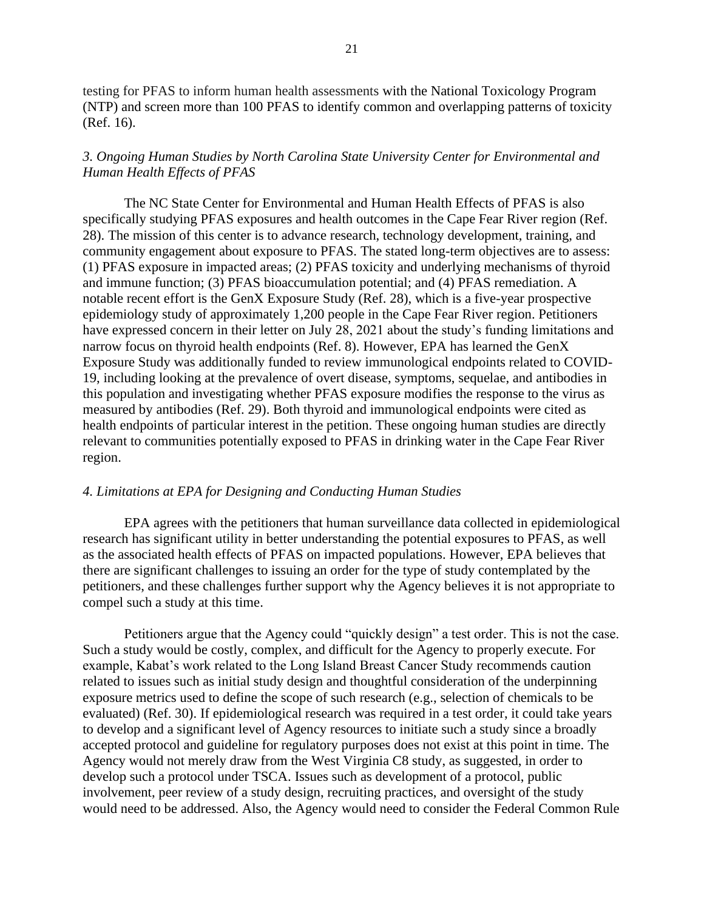testing for PFAS to inform human health assessments with the National Toxicology Program (NTP) and screen more than 100 PFAS to identify common and overlapping patterns of toxicity (Ref. 16).

### *3. Ongoing Human Studies by North Carolina State University Center for Environmental and Human Health Effects of PFAS*

The NC State Center for Environmental and Human Health Effects of PFAS is also specifically studying PFAS exposures and health outcomes in the Cape Fear River region (Ref. 28). The mission of this center is to advance research, technology development, training, and community engagement about exposure to PFAS. The stated long-term objectives are to assess: (1) PFAS exposure in impacted areas; (2) PFAS toxicity and underlying mechanisms of thyroid and immune function; (3) PFAS bioaccumulation potential; and (4) PFAS remediation. A notable recent effort is the GenX Exposure Study (Ref. 28), which is a five-year prospective epidemiology study of approximately 1,200 people in the Cape Fear River region. Petitioners have expressed concern in their letter on July 28, 2021 about the study's funding limitations and narrow focus on thyroid health endpoints (Ref. 8). However, EPA has learned the GenX Exposure Study was additionally funded to review immunological endpoints related to COVID-19, including looking at the prevalence of overt disease, symptoms, sequelae, and antibodies in this population and investigating whether PFAS exposure modifies the response to the virus as measured by antibodies (Ref. 29). Both thyroid and immunological endpoints were cited as health endpoints of particular interest in the petition. These ongoing human studies are directly relevant to communities potentially exposed to PFAS in drinking water in the Cape Fear River region.

### *4. Limitations at EPA for Designing and Conducting Human Studies*

EPA agrees with the petitioners that human surveillance data collected in epidemiological research has significant utility in better understanding the potential exposures to PFAS, as well as the associated health effects of PFAS on impacted populations. However, EPA believes that there are significant challenges to issuing an order for the type of study contemplated by the petitioners, and these challenges further support why the Agency believes it is not appropriate to compel such a study at this time.

Petitioners argue that the Agency could "quickly design" a test order. This is not the case. Such a study would be costly, complex, and difficult for the Agency to properly execute. For example, Kabat's work related to the Long Island Breast Cancer Study recommends caution related to issues such as initial study design and thoughtful consideration of the underpinning exposure metrics used to define the scope of such research (e.g., selection of chemicals to be evaluated) (Ref. 30). If epidemiological research was required in a test order, it could take years to develop and a significant level of Agency resources to initiate such a study since a broadly accepted protocol and guideline for regulatory purposes does not exist at this point in time. The Agency would not merely draw from the West Virginia C8 study, as suggested, in order to develop such a protocol under TSCA. Issues such as development of a protocol, public involvement, peer review of a study design, recruiting practices, and oversight of the study would need to be addressed. Also, the Agency would need to consider the Federal Common Rule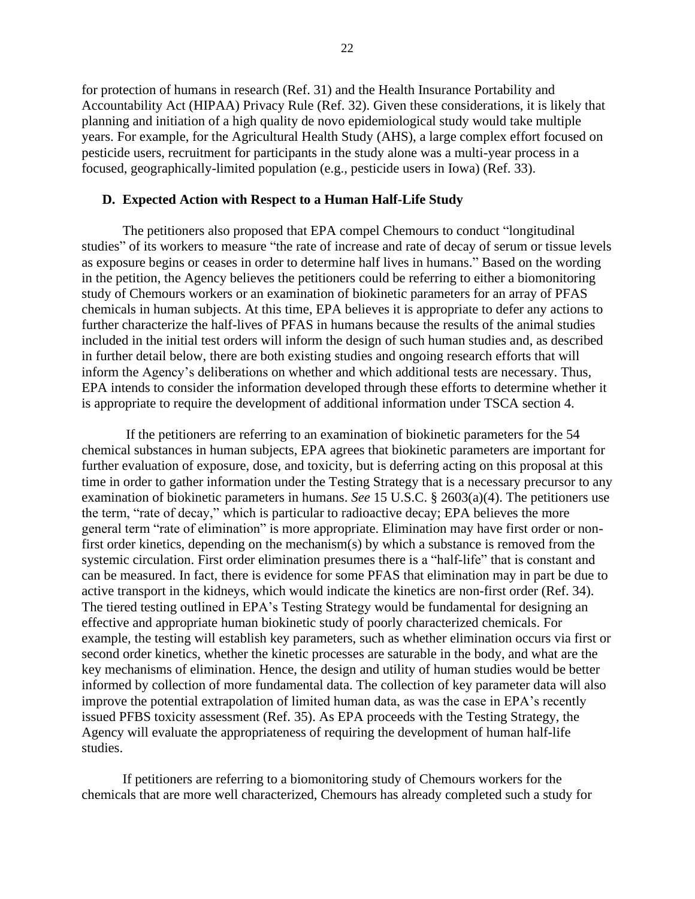for protection of humans in research (Ref. 31) and the Health Insurance Portability and Accountability Act (HIPAA) Privacy Rule (Ref. 32). Given these considerations, it is likely that planning and initiation of a high quality de novo epidemiological study would take multiple years. For example, for the Agricultural Health Study (AHS), a large complex effort focused on pesticide users, recruitment for participants in the study alone was a multi-year process in a focused, geographically-limited population (e.g., pesticide users in Iowa) (Ref. 33).

### D. Expected Action with Respect to a Human Half-Life Study

The petitioners also proposed that EPA compel Chemours to conduct "longitudinal studies" of its workers to measure "the rate of increase and rate of decay of serum or tissue levels as exposure begins or ceases in order to determine half lives in humans." Based on the wording in the petition, the Agency believes the petitioners could be referring to either a biomonitoring study of Chemours workers or an examination of biokinetic parameters for an array of PFAS chemicals in human subjects. At this time, EPA believes it is appropriate to defer any actions to further characterize the half-lives of PFAS in humans because the results of the animal studies included in the initial test orders will inform the design of such human studies and, as described in further detail below, there are both existing studies and ongoing research efforts that will inform the Agency's deliberations on whether and which additional tests are necessary. Thus, EPA intends to consider the information developed through these efforts to determine whether it is appropriate to require the development of additional information under TSCA section 4.

If the petitioners are referring to an examination of biokinetic parameters for the 54 chemical substances in human subjects, EPA agrees that biokinetic parameters are important for further evaluation of exposure, dose, and toxicity, but is deferring acting on this proposal at this time in order to gather information under the Testing Strategy that is a necessary precursor to any examination of biokinetic parameters in humans. *See* 15 U.S.C. § 2603(a)(4). The petitioners use the term, "rate of decay," which is particular to radioactive decay; EPA believes the more general term "rate of elimination" is more appropriate. Elimination may have first order or non-first order kinetics, depending on the mechanism(s) by which a substance is removed from the systemic circulation. First order elimination presumes there is a "half-life" that is constant and can be measured. In fact, there is evidence for some PFAS that elimination may in part be due to active transport in the kidneys, which would indicate the kinetics are non-first order (Ref. 34). The tiered testing outlined in EPA's Testing Strategy would be fundamental for designing an effective and appropriate human biokinetic study of poorly characterized chemicals. For example, the testing will establish key parameters, such as whether elimination occurs via first or second order kinetics, whether the kinetic processes are saturable in the body, and what are the key mechanisms of elimination. Hence, the design and utility of human studies would be better informed by collection of more fundamental data. The collection of key parameter data will also improve the potential extrapolation of limited human data, as was the case in EPA's recently issued PFBS toxicity assessment (Ref. 35). As EPA proceeds with the Testing Strategy, the Agency will evaluate the appropriateness of requiring the development of human half-life studies.

If petitioners are referring to a biomonitoring study of Chemours workers for the chemicals that are more well characterized, Chemours has already completed such a study for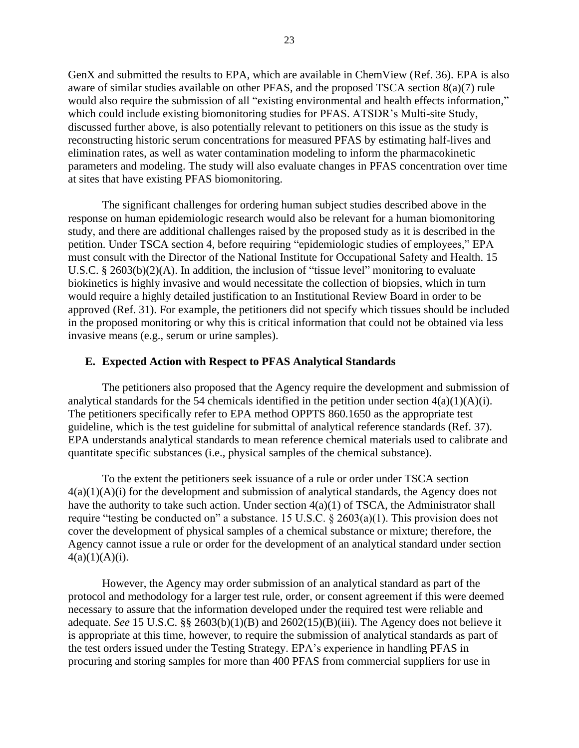GenX and submitted the results to EPA, which are available in ChemView (Ref. 36). EPA is also aware of similar studies available on other PFAS, and the proposed TSCA section 8(a)(7) rule would also require the submission of all "existing environmental and health effects information," which could include existing biomonitoring studies for PFAS. ATSDR's Multi-site Study, discussed further above, is also potentially relevant to petitioners on this issue as the study is reconstructing historic serum concentrations for measured PFAS by estimating half-lives and elimination rates, as well as water contamination modeling to inform the pharmacokinetic parameters and modeling. The study will also evaluate changes in PFAS concentration over time at sites that have existing PFAS biomonitoring.

The significant challenges for ordering human subject studies described above in the response on human epidemiologic research would also be relevant for a human biomonitoring study, and there are additional challenges raised by the proposed study as it is described in the petition. Under TSCA section 4, before requiring "epidemiologic studies of employees," EPA must consult with the Director of the National Institute for Occupational Safety and Health. 15 U.S.C. § 2603(b)(2)(A). In addition, the inclusion of "tissue level" monitoring to evaluate biokinetics is highly invasive and would necessitate the collection of biopsies, which in turn would require a highly detailed justification to an Institutional Review Board in order to be approved (Ref. 31). For example, the petitioners did not specify which tissues should be included in the proposed monitoring or why this is critical information that could not be obtained via less invasive means (e.g., serum or urine samples).

### E. Expected Action with Respect to PFAS Analytical Standards

The petitioners also proposed that the Agency require the development and submission of analytical standards for the 54 chemicals identified in the petition under section 4(a)(1)(A)(i). The petitioners specifically refer to EPA method OPPTS 860.1650 as the appropriate test guideline, which is the test guideline for submittal of analytical reference standards (Ref. 37). EPA understands analytical standards to mean reference chemical materials used to calibrate and quantitate specific substances (i.e., physical samples of the chemical substance).

To the extent the petitioners seek issuance of a rule or order under TSCA section 4(a)(1)(A)(i) for the development and submission of analytical standards, the Agency does not have the authority to take such action. Under section 4(a)(1) of TSCA, the Administrator shall require "testing be conducted on" a substance. 15 U.S.C. § 2603(a)(1). This provision does not cover the development of physical samples of a chemical substance or mixture; therefore, the Agency cannot issue a rule or order for the development of an analytical standard under section 4(a)(1)(A)(i).

However, the Agency may order submission of an analytical standard as part of the protocol and methodology for a larger test rule, order, or consent agreement if this were deemed necessary to assure that the information developed under the required test were reliable and adequate. *See* 15 U.S.C. §§ 2603(b)(1)(B) and 2602(15)(B)(iii). The Agency does not believe it is appropriate at this time, however, to require the submission of analytical standards as part of the test orders issued under the Testing Strategy. EPA's experience in handling PFAS in procuring and storing samples for more than 400 PFAS from commercial suppliers for use in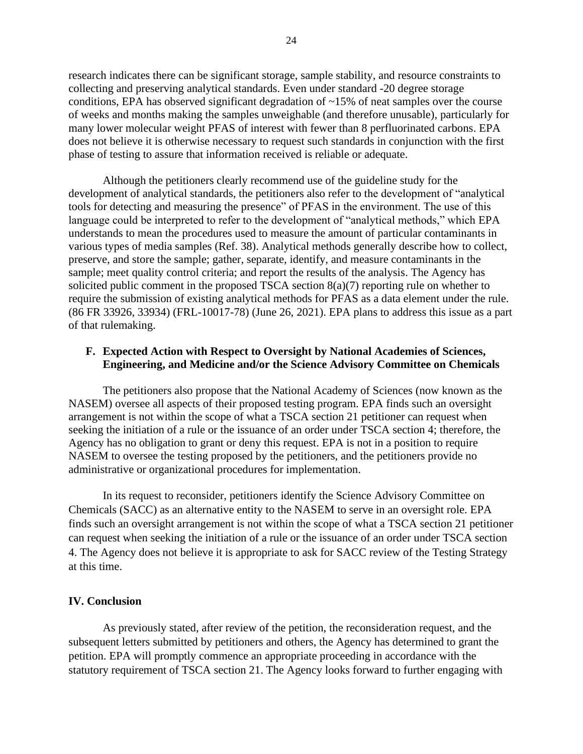research indicates there can be significant storage, sample stability, and resource constraints to collecting and preserving analytical standards. Even under standard -20 degree storage conditions, EPA has observed significant degradation of ~15% of neat samples over the course of weeks and months making the samples unweighable (and therefore unusable), particularly for many lower molecular weight PFAS of interest with fewer than 8 perfluorinated carbons. EPA does not believe it is otherwise necessary to request such standards in conjunction with the first phase of testing to assure that information received is reliable or adequate.

Although the petitioners clearly recommend use of the guideline study for the development of analytical standards, the petitioners also refer to the development of "analytical tools for detecting and measuring the presence" of PFAS in the environment. The use of this language could be interpreted to refer to the development of "analytical methods," which EPA understands to mean the procedures used to measure the amount of particular contaminants in various types of media samples (Ref. 38). Analytical methods generally describe how to collect, preserve, and store the sample; gather, separate, identify, and measure contaminants in the sample; meet quality control criteria; and report the results of the analysis. The Agency has solicited public comment in the proposed TSCA section 8(a)(7) reporting rule on whether to require the submission of existing analytical methods for PFAS as a data element under the rule. (86 FR 33926, 33934) (FRL-10017-78) (June 26, 2021). EPA plans to address this issue as a part of that rulemaking.

### F. Expected Action with Respect to Oversight by National Academies of Sciences, Engineering, and Medicine and/or the Science Advisory Committee on Chemicals

The petitioners also propose that the National Academy of Sciences (now known as the NASEM) oversee all aspects of their proposed testing program. EPA finds such an oversight arrangement is not within the scope of what a TSCA section 21 petitioner can request when seeking the initiation of a rule or the issuance of an order under TSCA section 4; therefore, the Agency has no obligation to grant or deny this request. EPA is not in a position to require NASEM to oversee the testing proposed by the petitioners, and the petitioners provide no administrative or organizational procedures for implementation.

In its request to reconsider, petitioners identify the Science Advisory Committee on Chemicals (SACC) as an alternative entity to the NASEM to serve in an oversight role. EPA finds such an oversight arrangement is not within the scope of what a TSCA section 21 petitioner can request when seeking the initiation of a rule or the issuance of an order under TSCA section 4. The Agency does not believe it is appropriate to ask for SACC review of the Testing Strategy at this time.

## IV. Conclusion

As previously stated, after review of the petition, the reconsideration request, and the subsequent letters submitted by petitioners and others, the Agency has determined to grant the petition. EPA will promptly commence an appropriate proceeding in accordance with the statutory requirement of TSCA section 21. The Agency looks forward to further engaging with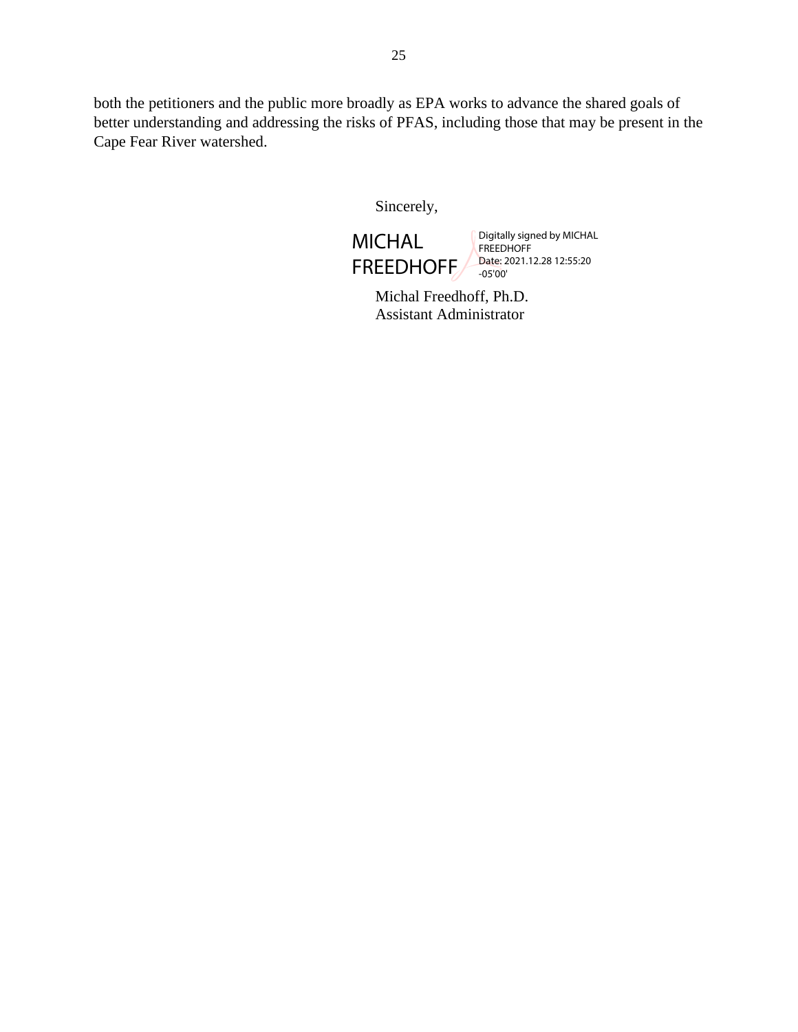both the petitioners and the public more broadly as EPA works to advance the shared goals of better understanding and addressing the risks of PFAS, including those that may be present in the Cape Fear River watershed.

Sincerely,

MICHAL FREEDHOFF

Digitally signed by MICHAL FREEDHOFF
Date: 2021.12.28 12:55:20 -05'00'

Michal Freedhoff, Ph.D.
Assistant Administrator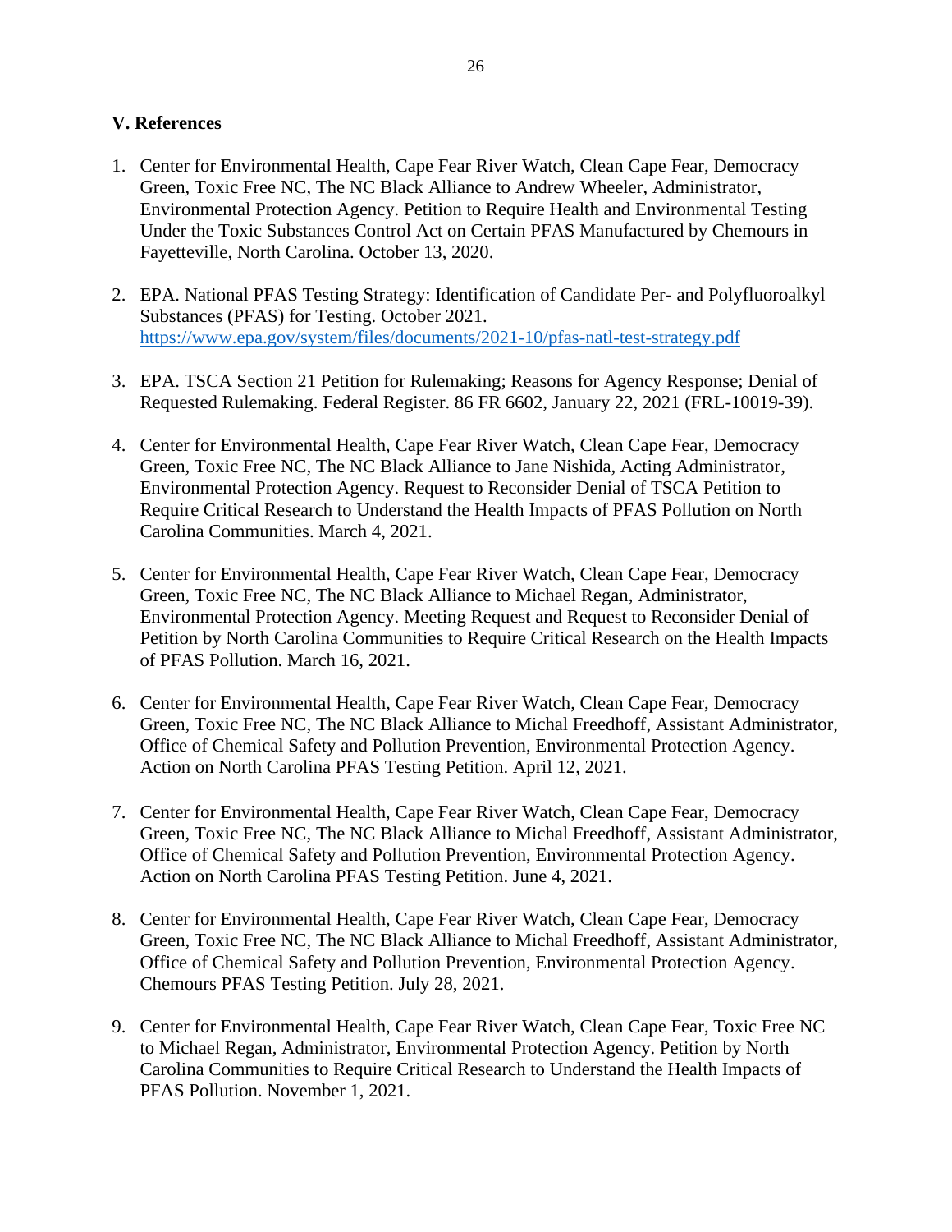## V. References

1. Center for Environmental Health, Cape Fear River Watch, Clean Cape Fear, Democracy Green, Toxic Free NC, The NC Black Alliance to Andrew Wheeler, Administrator, Environmental Protection Agency. Petition to Require Health and Environmental Testing Under the Toxic Substances Control Act on Certain PFAS Manufactured by Chemours in Fayetteville, North Carolina. October 13, 2020.

2. EPA. National PFAS Testing Strategy: Identification of Candidate Per- and Polyfluoroalkyl Substances (PFAS) for Testing. October 2021. https://www.epa.gov/system/files/documents/2021-10/pfas-natl-test-strategy.pdf

3. EPA. TSCA Section 21 Petition for Rulemaking; Reasons for Agency Response; Denial of Requested Rulemaking. Federal Register. 86 FR 6602, January 22, 2021 (FRL-10019-39).

4. Center for Environmental Health, Cape Fear River Watch, Clean Cape Fear, Democracy Green, Toxic Free NC, The NC Black Alliance to Jane Nishida, Acting Administrator, Environmental Protection Agency. Request to Reconsider Denial of TSCA Petition to Require Critical Research to Understand the Health Impacts of PFAS Pollution on North Carolina Communities. March 4, 2021.

5. Center for Environmental Health, Cape Fear River Watch, Clean Cape Fear, Democracy Green, Toxic Free NC, The NC Black Alliance to Michael Regan, Administrator, Environmental Protection Agency. Meeting Request and Request to Reconsider Denial of Petition by North Carolina Communities to Require Critical Research on the Health Impacts of PFAS Pollution. March 16, 2021.

6. Center for Environmental Health, Cape Fear River Watch, Clean Cape Fear, Democracy Green, Toxic Free NC, The NC Black Alliance to Michal Freedhoff, Assistant Administrator, Office of Chemical Safety and Pollution Prevention, Environmental Protection Agency. Action on North Carolina PFAS Testing Petition. April 12, 2021.

7. Center for Environmental Health, Cape Fear River Watch, Clean Cape Fear, Democracy Green, Toxic Free NC, The NC Black Alliance to Michal Freedhoff, Assistant Administrator, Office of Chemical Safety and Pollution Prevention, Environmental Protection Agency. Action on North Carolina PFAS Testing Petition. June 4, 2021.

8. Center for Environmental Health, Cape Fear River Watch, Clean Cape Fear, Democracy Green, Toxic Free NC, The NC Black Alliance to Michal Freedhoff, Assistant Administrator, Office of Chemical Safety and Pollution Prevention, Environmental Protection Agency. Chemours PFAS Testing Petition. July 28, 2021.

9. Center for Environmental Health, Cape Fear River Watch, Clean Cape Fear, Toxic Free NC to Michael Regan, Administrator, Environmental Protection Agency. Petition by North Carolina Communities to Require Critical Research to Understand the Health Impacts of PFAS Pollution. November 1, 2021.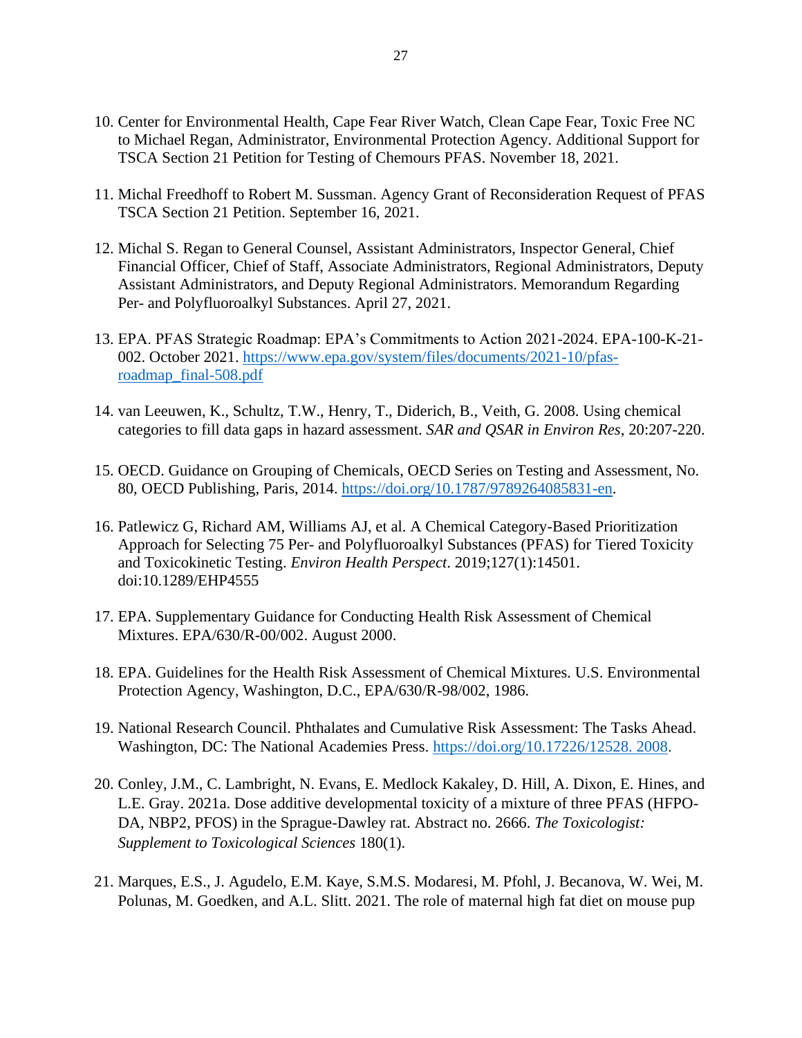10. Center for Environmental Health, Cape Fear River Watch, Clean Cape Fear, Toxic Free NC to Michael Regan, Administrator, Environmental Protection Agency. Additional Support for TSCA Section 21 Petition for Testing of Chemours PFAS. November 18, 2021.

11. Michal Freedhoff to Robert M. Sussman. Agency Grant of Reconsideration Request of PFAS TSCA Section 21 Petition. September 16, 2021.

12. Michal S. Regan to General Counsel, Assistant Administrators, Inspector General, Chief Financial Officer, Chief of Staff, Associate Administrators, Regional Administrators, Deputy Assistant Administrators, and Deputy Regional Administrators. Memorandum Regarding Per- and Polyfluoroalkyl Substances. April 27, 2021.

13. EPA. PFAS Strategic Roadmap: EPA's Commitments to Action 2021-2024. EPA-100-K-21-002. October 2021. [https://www.epa.gov/system/files/documents/2021-10/pfas-roadmap_final-508.pdf](https://www.epa.gov/system/files/documents/2021-10/pfas-roadmap_final-508.pdf)

14. van Leeuwen, K., Schultz, T.W., Henry, T., Diderich, B., Veith, G. 2008. Using chemical categories to fill data gaps in hazard assessment. *SAR and QSAR in Environ Res*, 20:207-220.

15. OECD. Guidance on Grouping of Chemicals, OECD Series on Testing and Assessment, No. 80, OECD Publishing, Paris, 2014. [https://doi.org/10.1787/9789264085831-en](https://doi.org/10.1787/9789264085831-en).

16. Patlewicz G, Richard AM, Williams AJ, et al. A Chemical Category-Based Prioritization Approach for Selecting 75 Per- and Polyfluoroalkyl Substances (PFAS) for Tiered Toxicity and Toxicokinetic Testing. *Environ Health Perspect*. 2019;127(1):14501. doi:10.1289/EHP4555

17. EPA. Supplementary Guidance for Conducting Health Risk Assessment of Chemical Mixtures. EPA/630/R-00/002. August 2000.

18. EPA. Guidelines for the Health Risk Assessment of Chemical Mixtures. U.S. Environmental Protection Agency, Washington, D.C., EPA/630/R-98/002, 1986.

19. National Research Council. Phthalates and Cumulative Risk Assessment: The Tasks Ahead. Washington, DC: The National Academies Press. [https://doi.org/10.17226/12528. 2008](https://doi.org/10.17226/12528).

20. Conley, J.M., C. Lambright, N. Evans, E. Medlock Kakaley, D. Hill, A. Dixon, E. Hines, and L.E. Gray. 2021a. Dose additive developmental toxicity of a mixture of three PFAS (HFPO-DA, NBP2, PFOS) in the Sprague-Dawley rat. Abstract no. 2666. *The Toxicologist: Supplement to Toxicological Sciences* 180(1).

21. Marques, E.S., J. Agudelo, E.M. Kaye, S.M.S. Modaresi, M. Pfohl, J. Becanova, W. Wei, M. Polunas, M. Goedken, and A.L. Slitt. 2021. The role of maternal high fat diet on mouse pup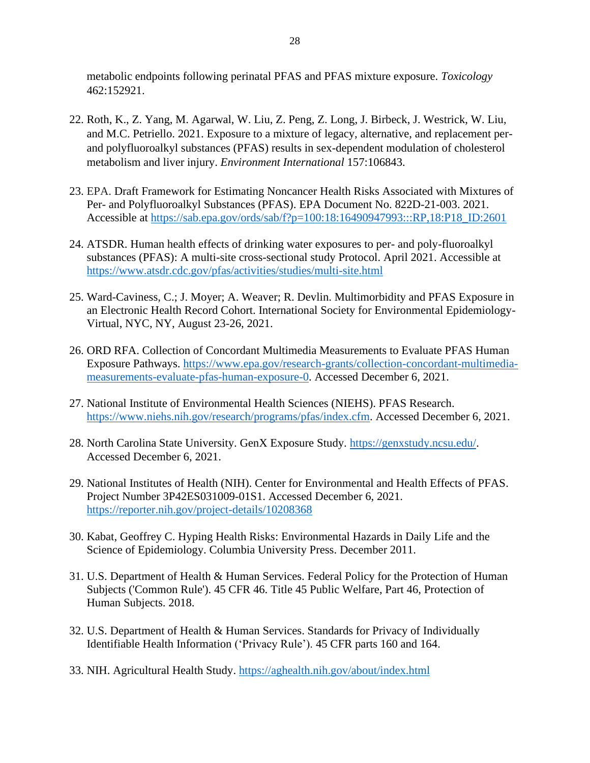metabolic endpoints following perinatal PFAS and PFAS mixture exposure. *Toxicology* 462:152921.

22. Roth, K., Z. Yang, M. Agarwal, W. Liu, Z. Peng, Z. Long, J. Birbeck, J. Westrick, W. Liu, and M.C. Petriello. 2021. Exposure to a mixture of legacy, alternative, and replacement per- and polyfluoroalkyl substances (PFAS) results in sex-dependent modulation of cholesterol metabolism and liver injury. *Environment International* 157:106843.

23. EPA. Draft Framework for Estimating Noncancer Health Risks Associated with Mixtures of Per- and Polyfluoroalkyl Substances (PFAS). EPA Document No. 822D-21-003. 2021. Accessible at https://sab.epa.gov/ords/sab/f?p=100:18:16490947993:::RP,18:P18_ID:2601

24. ATSDR. Human health effects of drinking water exposures to per- and poly-fluoroalkyl substances (PFAS): A multi-site cross-sectional study Protocol. April 2021. Accessible at https://www.atsdr.cdc.gov/pfas/activities/studies/multi-site.html

25. Ward-Caviness, C.; J. Moyer; A. Weaver; R. Devlin. Multimorbidity and PFAS Exposure in an Electronic Health Record Cohort. International Society for Environmental Epidemiology-Virtual, NYC, NY, August 23-26, 2021.

26. ORD RFA. Collection of Concordant Multimedia Measurements to Evaluate PFAS Human Exposure Pathways. https://www.epa.gov/research-grants/collection-concordant-multimedia-measurements-evaluate-pfas-human-exposure-0. Accessed December 6, 2021.

27. National Institute of Environmental Health Sciences (NIEHS). PFAS Research. https://www.niehs.nih.gov/research/programs/pfas/index.cfm. Accessed December 6, 2021.

28. North Carolina State University. GenX Exposure Study. https://genxstudy.ncsu.edu/. Accessed December 6, 2021.

29. National Institutes of Health (NIH). Center for Environmental and Health Effects of PFAS. Project Number 3P42ES031009-01S1. Accessed December 6, 2021. https://reporter.nih.gov/project-details/10208368

30. Kabat, Geoffrey C. Hyping Health Risks: Environmental Hazards in Daily Life and the Science of Epidemiology. Columbia University Press. December 2011.

31. U.S. Department of Health & Human Services. Federal Policy for the Protection of Human Subjects ('Common Rule'). 45 CFR 46. Title 45 Public Welfare, Part 46, Protection of Human Subjects. 2018.

32. U.S. Department of Health & Human Services. Standards for Privacy of Individually Identifiable Health Information ('Privacy Rule'). 45 CFR parts 160 and 164.

33. NIH. Agricultural Health Study. https://aghealth.nih.gov/about/index.html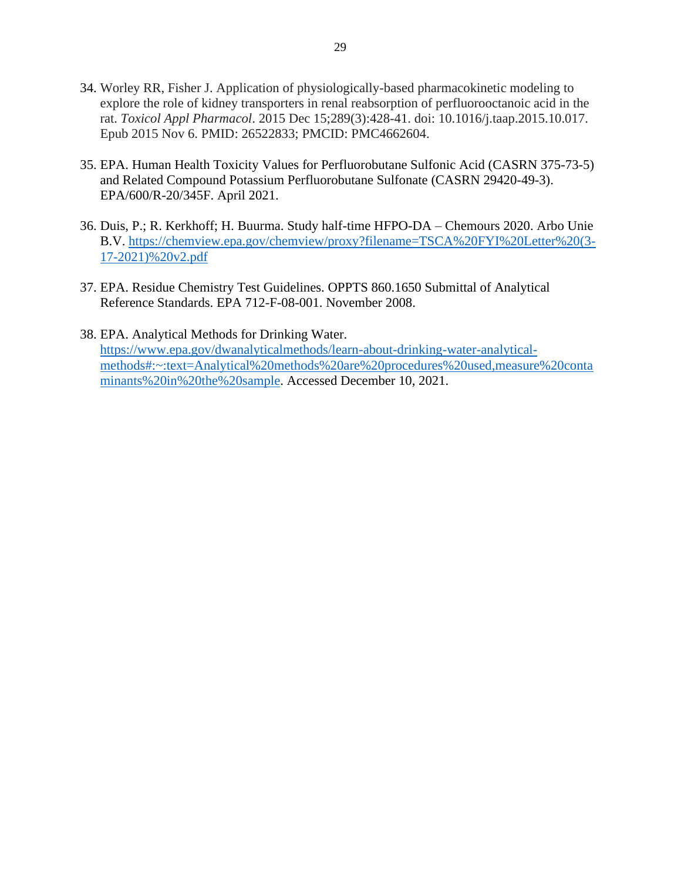34. Worley RR, Fisher J. Application of physiologically-based pharmacokinetic modeling to explore the role of kidney transporters in renal reabsorption of perfluorooctanoic acid in the rat. *Toxicol Appl Pharmacol*. 2015 Dec 15;289(3):428-41. doi: 10.1016/j.taap.2015.10.017. Epub 2015 Nov 6. PMID: 26522833; PMCID: PMC4662604.

35. EPA. Human Health Toxicity Values for Perfluorobutane Sulfonic Acid (CASRN 375-73-5) and Related Compound Potassium Perfluorobutane Sulfonate (CASRN 29420-49-3). EPA/600/R-20/345F. April 2021.

36. Duis, P.; R. Kerkhoff; H. Buurma. Study half-time HFPO-DA – Chemours 2020. Arbo Unie B.V. [https://chemview.epa.gov/chemview/proxy?filename=TSCA%20FYI%20Letter%20(3-17-2021)%20v2.pdf](https://chemview.epa.gov/chemview/proxy?filename=TSCA%20FYI%20Letter%20(3-17-2021)%20v2.pdf)

37. EPA. Residue Chemistry Test Guidelines. OPPTS 860.1650 Submittal of Analytical Reference Standards. EPA 712-F-08-001. November 2008.

38. EPA. Analytical Methods for Drinking Water. [https://www.epa.gov/dwanalyticalmethods/learn-about-drinking-water-analytical-methods#:~:text=Analytical%20methods%20are%20procedures%20used,measure%20contaminants%20in%20the%20sample](https://www.epa.gov/dwanalyticalmethods/learn-about-drinking-water-analytical-methods#:~:text=Analytical%20methods%20are%20procedures%20used,measure%20contaminants%20in%20the%20sample). Accessed December 10, 2021.